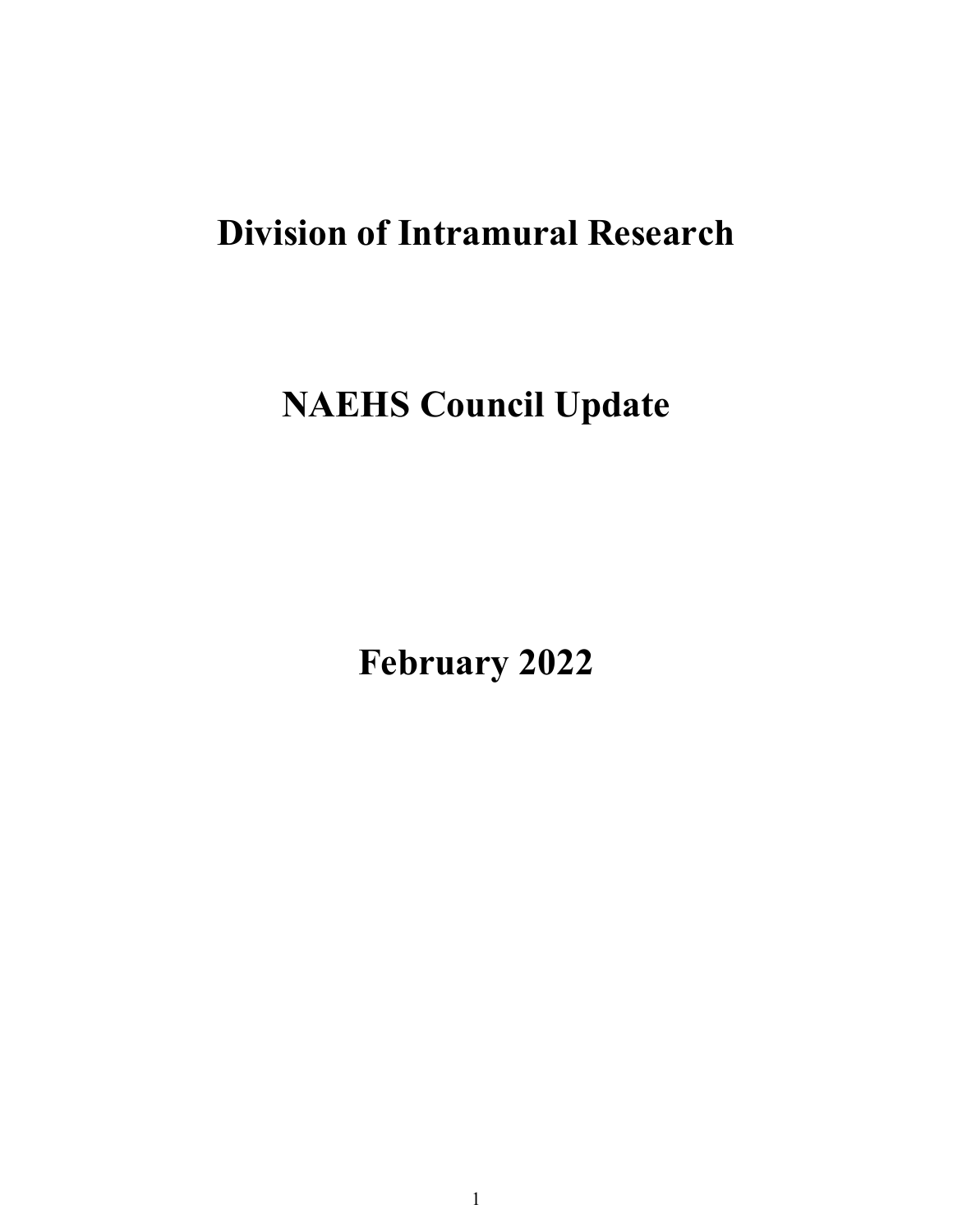# Division of Intramural Research

# NAEHS Council Update

# February 2022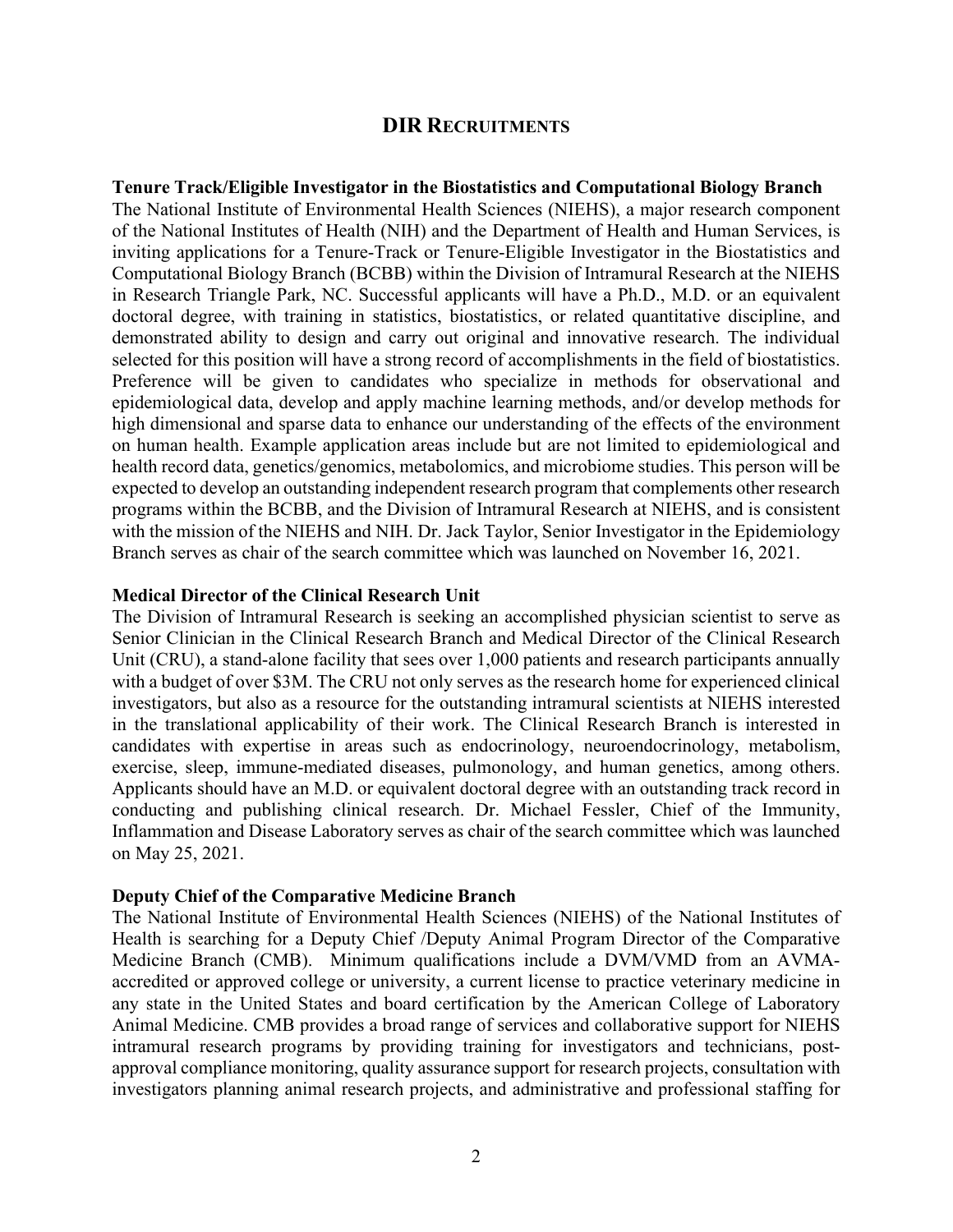## DIR Recruitments

**Tenure Track/Eligible Investigator in the Biostatistics and Computational Biology Branch**
The National Institute of Environmental Health Sciences (NIEHS), a major research component of the National Institutes of Health (NIH) and the Department of Health and Human Services, is inviting applications for a Tenure-Track or Tenure-Eligible Investigator in the Biostatistics and Computational Biology Branch (BCBB) within the Division of Intramural Research at the NIEHS in Research Triangle Park, NC. Successful applicants will have a Ph.D., M.D. or an equivalent doctoral degree, with training in statistics, biostatistics, or related quantitative discipline, and demonstrated ability to design and carry out original and innovative research. The individual selected for this position will have a strong record of accomplishments in the field of biostatistics. Preference will be given to candidates who specialize in methods for observational and epidemiological data, develop and apply machine learning methods, and/or develop methods for high dimensional and sparse data to enhance our understanding of the effects of the environment on human health. Example application areas include but are not limited to epidemiological and health record data, genetics/genomics, metabolomics, and microbiome studies. This person will be expected to develop an outstanding independent research program that complements other research programs within the BCBB, and the Division of Intramural Research at NIEHS, and is consistent with the mission of the NIEHS and NIH. Dr. Jack Taylor, Senior Investigator in the Epidemiology Branch serves as chair of the search committee which was launched on November 16, 2021.

**Medical Director of the Clinical Research Unit**
The Division of Intramural Research is seeking an accomplished physician scientist to serve as Senior Clinician in the Clinical Research Branch and Medical Director of the Clinical Research Unit (CRU), a stand-alone facility that sees over 1,000 patients and research participants annually with a budget of over $3M. The CRU not only serves as the research home for experienced clinical investigators, but also as a resource for the outstanding intramural scientists at NIEHS interested in the translational applicability of their work. The Clinical Research Branch is interested in candidates with expertise in areas such as endocrinology, neuroendocrinology, metabolism, exercise, sleep, immune-mediated diseases, pulmonology, and human genetics, among others. Applicants should have an M.D. or equivalent doctoral degree with an outstanding track record in conducting and publishing clinical research. Dr. Michael Fessler, Chief of the Immunity, Inflammation and Disease Laboratory serves as chair of the search committee which was launched on May 25, 2021.

**Deputy Chief of the Comparative Medicine Branch**
The National Institute of Environmental Health Sciences (NIEHS) of the National Institutes of Health is searching for a Deputy Chief /Deputy Animal Program Director of the Comparative Medicine Branch (CMB). Minimum qualifications include a DVM/VMD from an AVMA-accredited or approved college or university, a current license to practice veterinary medicine in any state in the United States and board certification by the American College of Laboratory Animal Medicine. CMB provides a broad range of services and collaborative support for NIEHS intramural research programs by providing training for investigators and technicians, post-approval compliance monitoring, quality assurance support for research projects, consultation with investigators planning animal research projects, and administrative and professional staffing for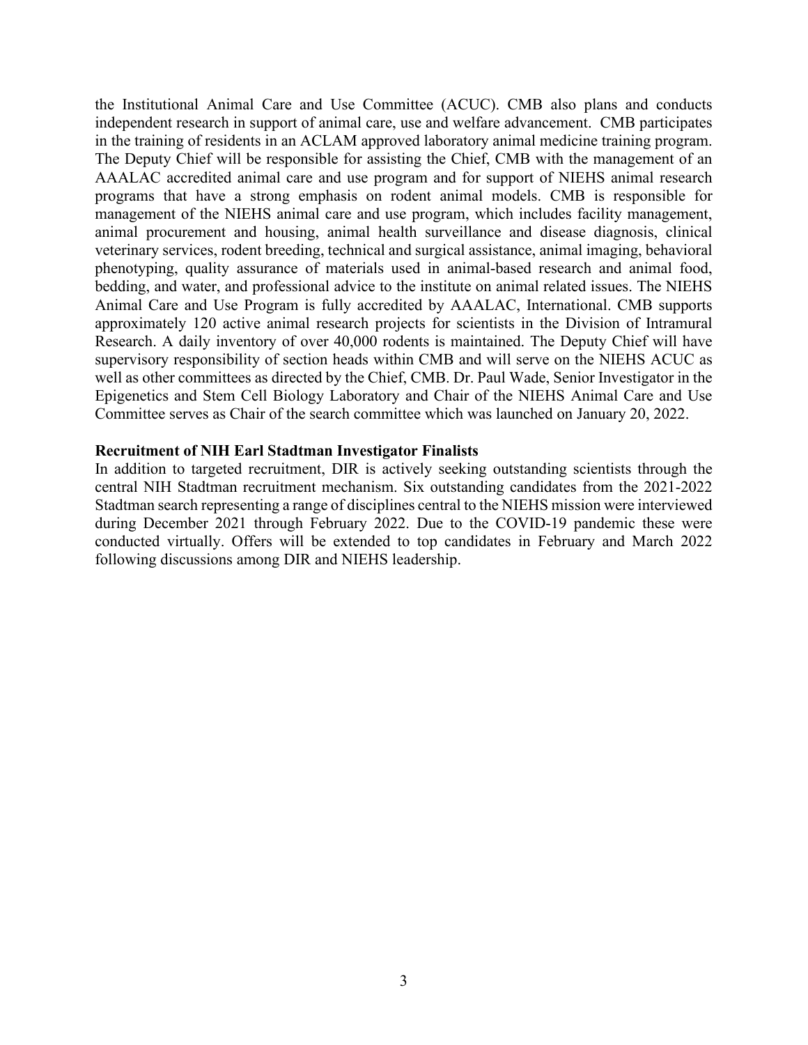the Institutional Animal Care and Use Committee (ACUC). CMB also plans and conducts independent research in support of animal care, use and welfare advancement. CMB participates in the training of residents in an ACLAM approved laboratory animal medicine training program. The Deputy Chief will be responsible for assisting the Chief, CMB with the management of an AAALAC accredited animal care and use program and for support of NIEHS animal research programs that have a strong emphasis on rodent animal models. CMB is responsible for management of the NIEHS animal care and use program, which includes facility management, animal procurement and housing, animal health surveillance and disease diagnosis, clinical veterinary services, rodent breeding, technical and surgical assistance, animal imaging, behavioral phenotyping, quality assurance of materials used in animal-based research and animal food, bedding, and water, and professional advice to the institute on animal related issues. The NIEHS Animal Care and Use Program is fully accredited by AAALAC, International. CMB supports approximately 120 active animal research projects for scientists in the Division of Intramural Research. A daily inventory of over 40,000 rodents is maintained. The Deputy Chief will have supervisory responsibility of section heads within CMB and will serve on the NIEHS ACUC as well as other committees as directed by the Chief, CMB. Dr. Paul Wade, Senior Investigator in the Epigenetics and Stem Cell Biology Laboratory and Chair of the NIEHS Animal Care and Use Committee serves as Chair of the search committee which was launched on January 20, 2022.

**Recruitment of NIH Earl Stadtman Investigator Finalists**

In addition to targeted recruitment, DIR is actively seeking outstanding scientists through the central NIH Stadtman recruitment mechanism. Six outstanding candidates from the 2021-2022 Stadtman search representing a range of disciplines central to the NIEHS mission were interviewed during December 2021 through February 2022. Due to the COVID-19 pandemic these were conducted virtually. Offers will be extended to top candidates in February and March 2022 following discussions among DIR and NIEHS leadership.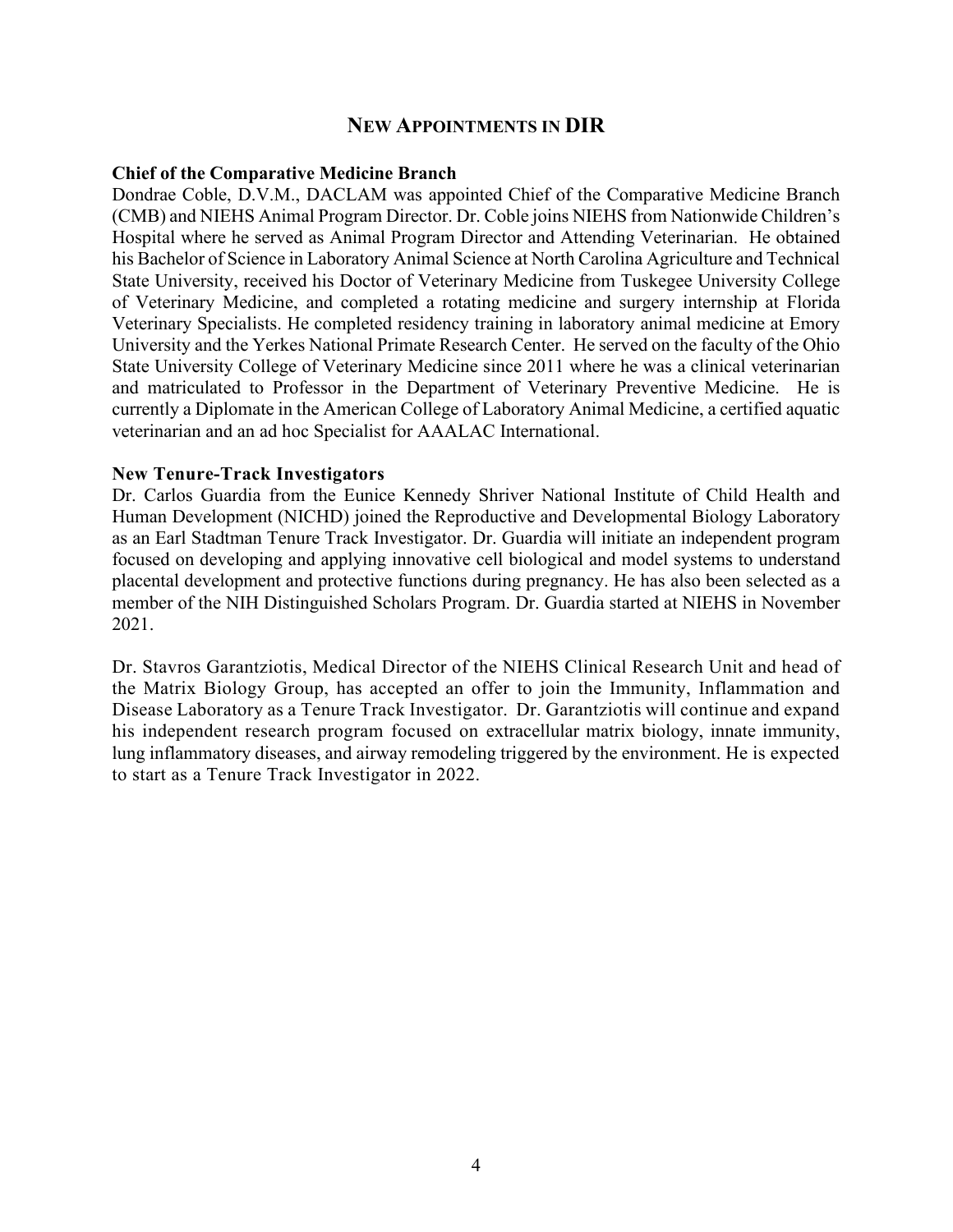## New Appointments in DIR

**Chief of the Comparative Medicine Branch**

Dondrae Coble, D.V.M., DACLAM was appointed Chief of the Comparative Medicine Branch (CMB) and NIEHS Animal Program Director. Dr. Coble joins NIEHS from Nationwide Children's Hospital where he served as Animal Program Director and Attending Veterinarian. He obtained his Bachelor of Science in Laboratory Animal Science at North Carolina Agriculture and Technical State University, received his Doctor of Veterinary Medicine from Tuskegee University College of Veterinary Medicine, and completed a rotating medicine and surgery internship at Florida Veterinary Specialists. He completed residency training in laboratory animal medicine at Emory University and the Yerkes National Primate Research Center. He served on the faculty of the Ohio State University College of Veterinary Medicine since 2011 where he was a clinical veterinarian and matriculated to Professor in the Department of Veterinary Preventive Medicine. He is currently a Diplomate in the American College of Laboratory Animal Medicine, a certified aquatic veterinarian and an ad hoc Specialist for AAALAC International.

**New Tenure-Track Investigators**

Dr. Carlos Guardia from the Eunice Kennedy Shriver National Institute of Child Health and Human Development (NICHD) joined the Reproductive and Developmental Biology Laboratory as an Earl Stadtman Tenure Track Investigator. Dr. Guardia will initiate an independent program focused on developing and applying innovative cell biological and model systems to understand placental development and protective functions during pregnancy. He has also been selected as a member of the NIH Distinguished Scholars Program. Dr. Guardia started at NIEHS in November 2021.

Dr. Stavros Garantziotis, Medical Director of the NIEHS Clinical Research Unit and head of the Matrix Biology Group, has accepted an offer to join the Immunity, Inflammation and Disease Laboratory as a Tenure Track Investigator. Dr. Garantziotis will continue and expand his independent research program focused on extracellular matrix biology, innate immunity, lung inflammatory diseases, and airway remodeling triggered by the environment. He is expected to start as a Tenure Track Investigator in 2022.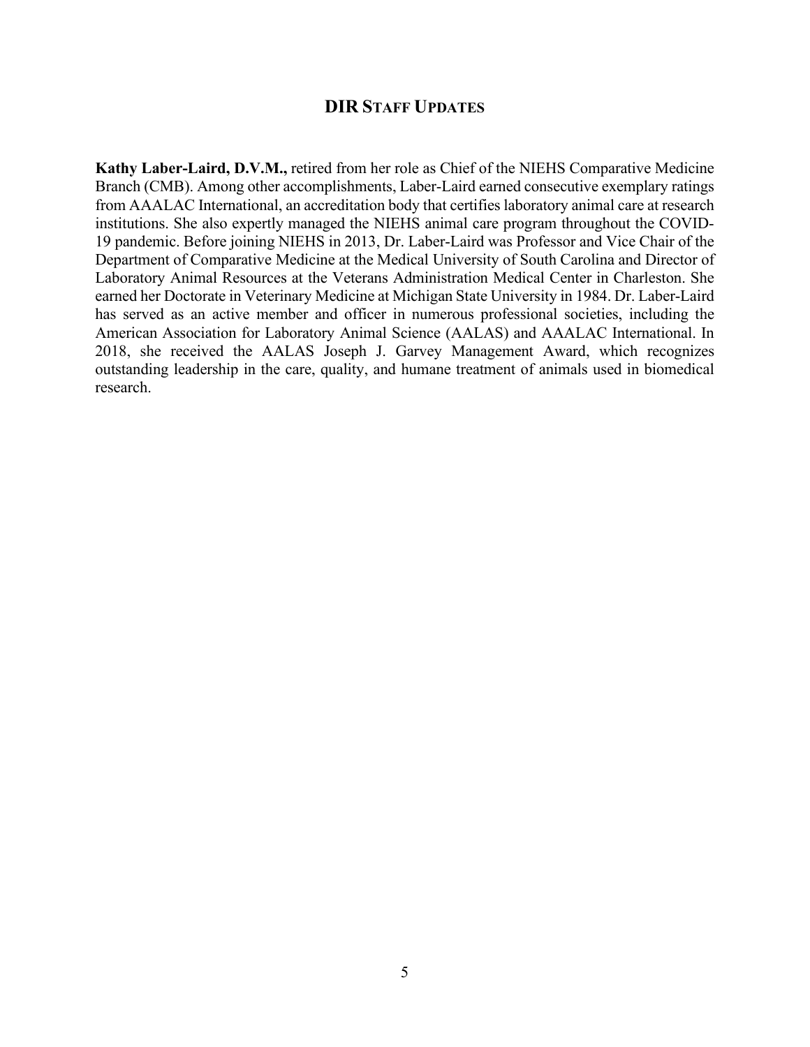## DIR STAFF UPDATES

**Kathy Laber-Laird, D.V.M.,** retired from her role as Chief of the NIEHS Comparative Medicine Branch (CMB). Among other accomplishments, Laber-Laird earned consecutive exemplary ratings from AAALAC International, an accreditation body that certifies laboratory animal care at research institutions. She also expertly managed the NIEHS animal care program throughout the COVID-19 pandemic. Before joining NIEHS in 2013, Dr. Laber-Laird was Professor and Vice Chair of the Department of Comparative Medicine at the Medical University of South Carolina and Director of Laboratory Animal Resources at the Veterans Administration Medical Center in Charleston. She earned her Doctorate in Veterinary Medicine at Michigan State University in 1984. Dr. Laber-Laird has served as an active member and officer in numerous professional societies, including the American Association for Laboratory Animal Science (AALAS) and AAALAC International. In 2018, she received the AALAS Joseph J. Garvey Management Award, which recognizes outstanding leadership in the care, quality, and humane treatment of animals used in biomedical research.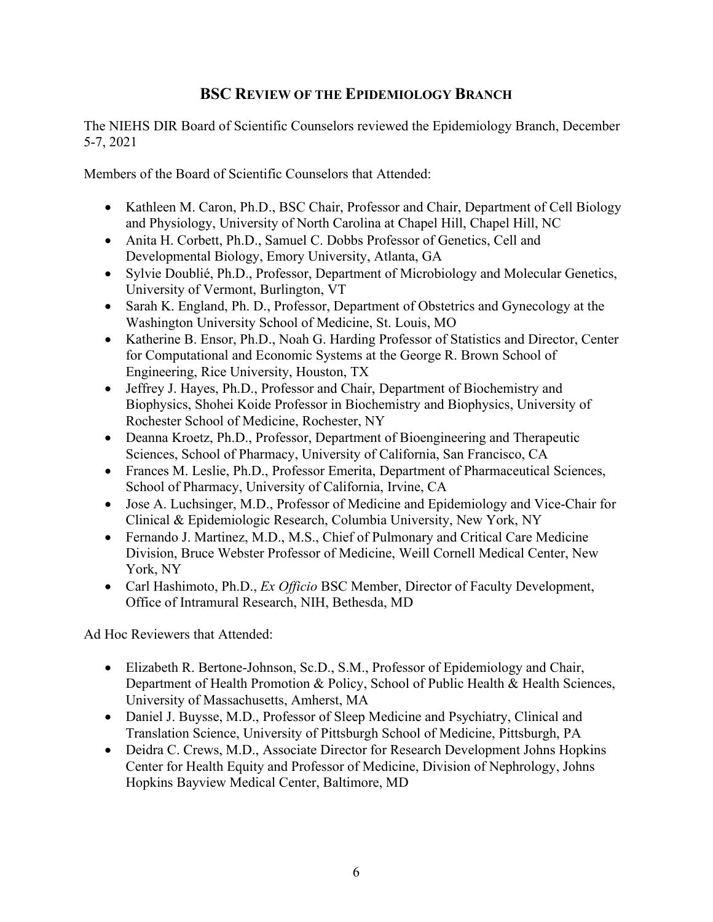## BSC REVIEW OF THE EPIDEMIOLOGY BRANCH

The NIEHS DIR Board of Scientific Counselors reviewed the Epidemiology Branch, December 5-7, 2021

Members of the Board of Scientific Counselors that Attended:

- Kathleen M. Caron, Ph.D., BSC Chair, Professor and Chair, Department of Cell Biology and Physiology, University of North Carolina at Chapel Hill, Chapel Hill, NC
- Anita H. Corbett, Ph.D., Samuel C. Dobbs Professor of Genetics, Cell and Developmental Biology, Emory University, Atlanta, GA
- Sylvie Doublié, Ph.D., Professor, Department of Microbiology and Molecular Genetics, University of Vermont, Burlington, VT
- Sarah K. England, Ph. D., Professor, Department of Obstetrics and Gynecology at the Washington University School of Medicine, St. Louis, MO
- Katherine B. Ensor, Ph.D., Noah G. Harding Professor of Statistics and Director, Center for Computational and Economic Systems at the George R. Brown School of Engineering, Rice University, Houston, TX
- Jeffrey J. Hayes, Ph.D., Professor and Chair, Department of Biochemistry and Biophysics, Shohei Koide Professor in Biochemistry and Biophysics, University of Rochester School of Medicine, Rochester, NY
- Deanna Kroetz, Ph.D., Professor, Department of Bioengineering and Therapeutic Sciences, School of Pharmacy, University of California, San Francisco, CA
- Frances M. Leslie, Ph.D., Professor Emerita, Department of Pharmaceutical Sciences, School of Pharmacy, University of California, Irvine, CA
- Jose A. Luchsinger, M.D., Professor of Medicine and Epidemiology and Vice-Chair for Clinical & Epidemiologic Research, Columbia University, New York, NY
- Fernando J. Martinez, M.D., M.S., Chief of Pulmonary and Critical Care Medicine Division, Bruce Webster Professor of Medicine, Weill Cornell Medical Center, New York, NY
- Carl Hashimoto, Ph.D., *Ex Officio* BSC Member, Director of Faculty Development, Office of Intramural Research, NIH, Bethesda, MD

Ad Hoc Reviewers that Attended:

- Elizabeth R. Bertone-Johnson, Sc.D., S.M., Professor of Epidemiology and Chair, Department of Health Promotion & Policy, School of Public Health & Health Sciences, University of Massachusetts, Amherst, MA
- Daniel J. Buysse, M.D., Professor of Sleep Medicine and Psychiatry, Clinical and Translation Science, University of Pittsburgh School of Medicine, Pittsburgh, PA
- Deidra C. Crews, M.D., Associate Director for Research Development Johns Hopkins Center for Health Equity and Professor of Medicine, Division of Nephrology, Johns Hopkins Bayview Medical Center, Baltimore, MD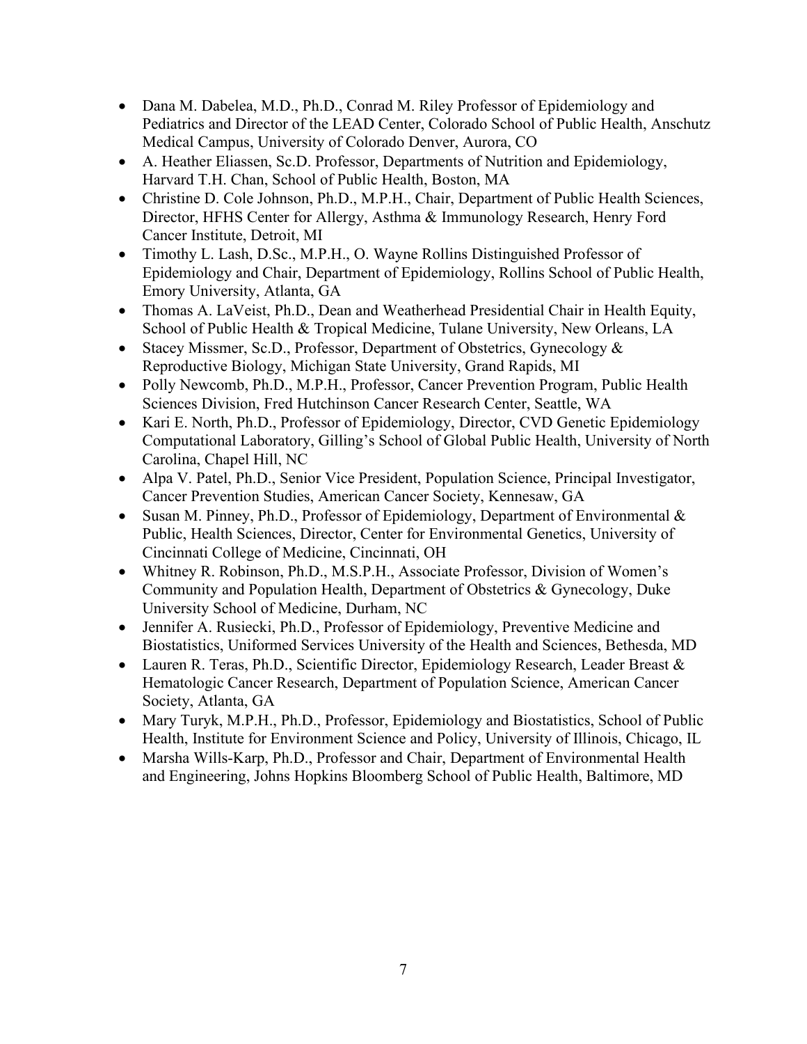- Dana M. Dabelea, M.D., Ph.D., Conrad M. Riley Professor of Epidemiology and Pediatrics and Director of the LEAD Center, Colorado School of Public Health, Anschutz Medical Campus, University of Colorado Denver, Aurora, CO
- A. Heather Eliassen, Sc.D. Professor, Departments of Nutrition and Epidemiology, Harvard T.H. Chan, School of Public Health, Boston, MA
- Christine D. Cole Johnson, Ph.D., M.P.H., Chair, Department of Public Health Sciences, Director, HFHS Center for Allergy, Asthma & Immunology Research, Henry Ford Cancer Institute, Detroit, MI
- Timothy L. Lash, D.Sc., M.P.H., O. Wayne Rollins Distinguished Professor of Epidemiology and Chair, Department of Epidemiology, Rollins School of Public Health, Emory University, Atlanta, GA
- Thomas A. LaVeist, Ph.D., Dean and Weatherhead Presidential Chair in Health Equity, School of Public Health & Tropical Medicine, Tulane University, New Orleans, LA
- Stacey Missmer, Sc.D., Professor, Department of Obstetrics, Gynecology & Reproductive Biology, Michigan State University, Grand Rapids, MI
- Polly Newcomb, Ph.D., M.P.H., Professor, Cancer Prevention Program, Public Health Sciences Division, Fred Hutchinson Cancer Research Center, Seattle, WA
- Kari E. North, Ph.D., Professor of Epidemiology, Director, CVD Genetic Epidemiology Computational Laboratory, Gilling's School of Global Public Health, University of North Carolina, Chapel Hill, NC
- Alpa V. Patel, Ph.D., Senior Vice President, Population Science, Principal Investigator, Cancer Prevention Studies, American Cancer Society, Kennesaw, GA
- Susan M. Pinney, Ph.D., Professor of Epidemiology, Department of Environmental & Public, Health Sciences, Director, Center for Environmental Genetics, University of Cincinnati College of Medicine, Cincinnati, OH
- Whitney R. Robinson, Ph.D., M.S.P.H., Associate Professor, Division of Women's Community and Population Health, Department of Obstetrics & Gynecology, Duke University School of Medicine, Durham, NC
- Jennifer A. Rusiecki, Ph.D., Professor of Epidemiology, Preventive Medicine and Biostatistics, Uniformed Services University of the Health and Sciences, Bethesda, MD
- Lauren R. Teras, Ph.D., Scientific Director, Epidemiology Research, Leader Breast & Hematologic Cancer Research, Department of Population Science, American Cancer Society, Atlanta, GA
- Mary Turyk, M.P.H., Ph.D., Professor, Epidemiology and Biostatistics, School of Public Health, Institute for Environment Science and Policy, University of Illinois, Chicago, IL
- Marsha Wills-Karp, Ph.D., Professor and Chair, Department of Environmental Health and Engineering, Johns Hopkins Bloomberg School of Public Health, Baltimore, MD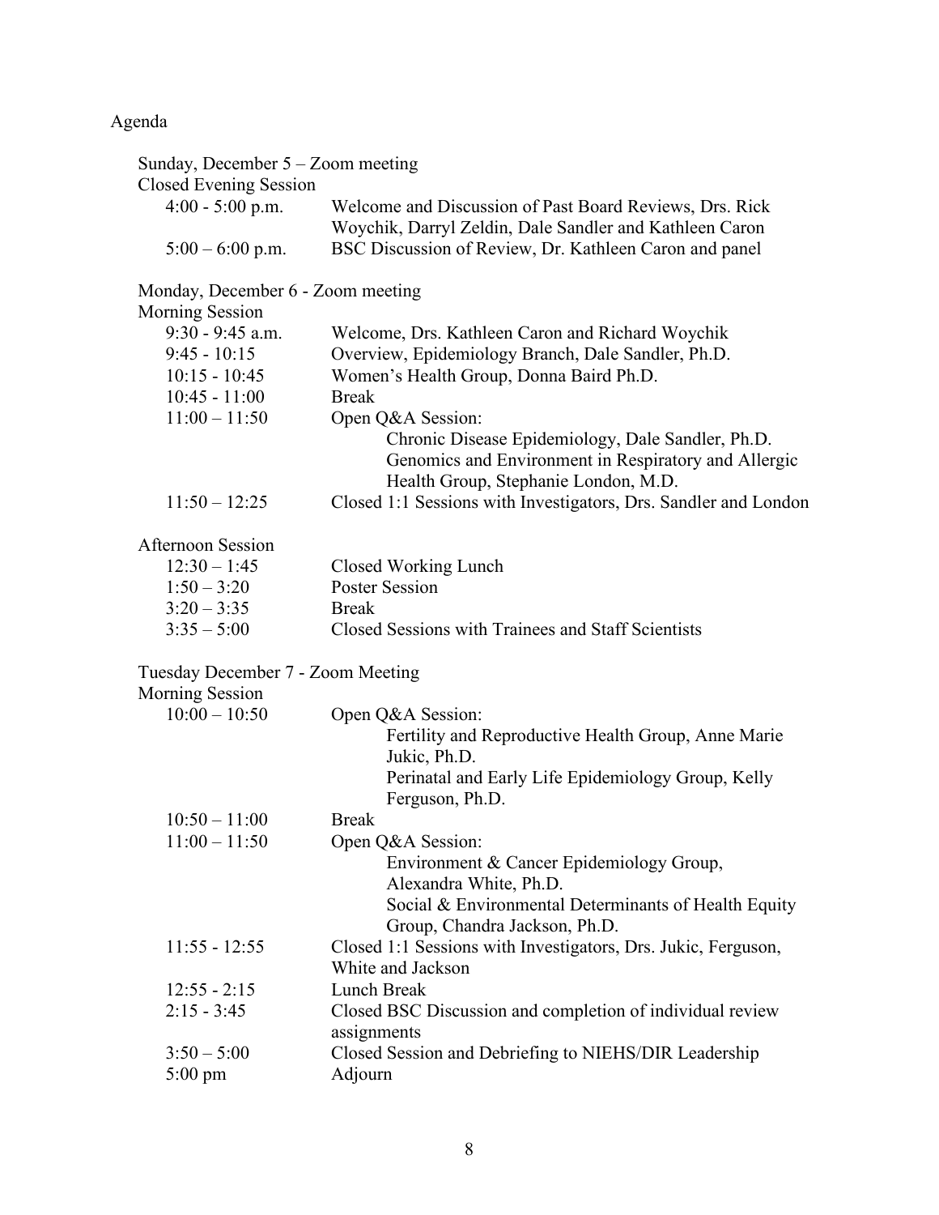# Agenda

**Sunday, December 5 – Zoom meeting**

**Closed Evening Session**

| | |
|---|---|
| 4:00 - 5:00 p.m. | Welcome and Discussion of Past Board Reviews, Drs. Rick Woychik, Darryl Zeldin, Dale Sandler and Kathleen Caron |
| 5:00 – 6:00 p.m. | BSC Discussion of Review, Dr. Kathleen Caron and panel |

**Monday, December 6 - Zoom meeting**

**Morning Session**

| | |
|---|---|
| 9:30 - 9:45 a.m. | Welcome, Drs. Kathleen Caron and Richard Woychik |
| 9:45 - 10:15 | Overview, Epidemiology Branch, Dale Sandler, Ph.D. |
| 10:15 - 10:45 | Women's Health Group, Donna Baird Ph.D. |
| 10:45 - 11:00 | Break |
| 11:00 – 11:50 | Open Q&A Session:<br>Chronic Disease Epidemiology, Dale Sandler, Ph.D.<br>Genomics and Environment in Respiratory and Allergic Health Group, Stephanie London, M.D. |
| 11:50 – 12:25 | Closed 1:1 Sessions with Investigators, Drs. Sandler and London |

**Afternoon Session**

| | |
|---|---|
| 12:30 – 1:45 | Closed Working Lunch |
| 1:50 – 3:20 | Poster Session |
| 3:20 – 3:35 | Break |
| 3:35 – 5:00 | Closed Sessions with Trainees and Staff Scientists |

**Tuesday December 7 - Zoom Meeting**

**Morning Session**

| | |
|---|---|
| 10:00 – 10:50 | Open Q&A Session:<br>Fertility and Reproductive Health Group, Anne Marie Jukic, Ph.D.<br>Perinatal and Early Life Epidemiology Group, Kelly Ferguson, Ph.D. |
| 10:50 – 11:00 | Break |
| 11:00 – 11:50 | Open Q&A Session:<br>Environment & Cancer Epidemiology Group, Alexandra White, Ph.D.<br>Social & Environmental Determinants of Health Equity Group, Chandra Jackson, Ph.D. |
| 11:55 - 12:55 | Closed 1:1 Sessions with Investigators, Drs. Jukic, Ferguson, White and Jackson |
| 12:55 - 2:15 | Lunch Break |
| 2:15 - 3:45 | Closed BSC Discussion and completion of individual review assignments |
| 3:50 – 5:00 | Closed Session and Debriefing to NIEHS/DIR Leadership |
| 5:00 pm | Adjourn |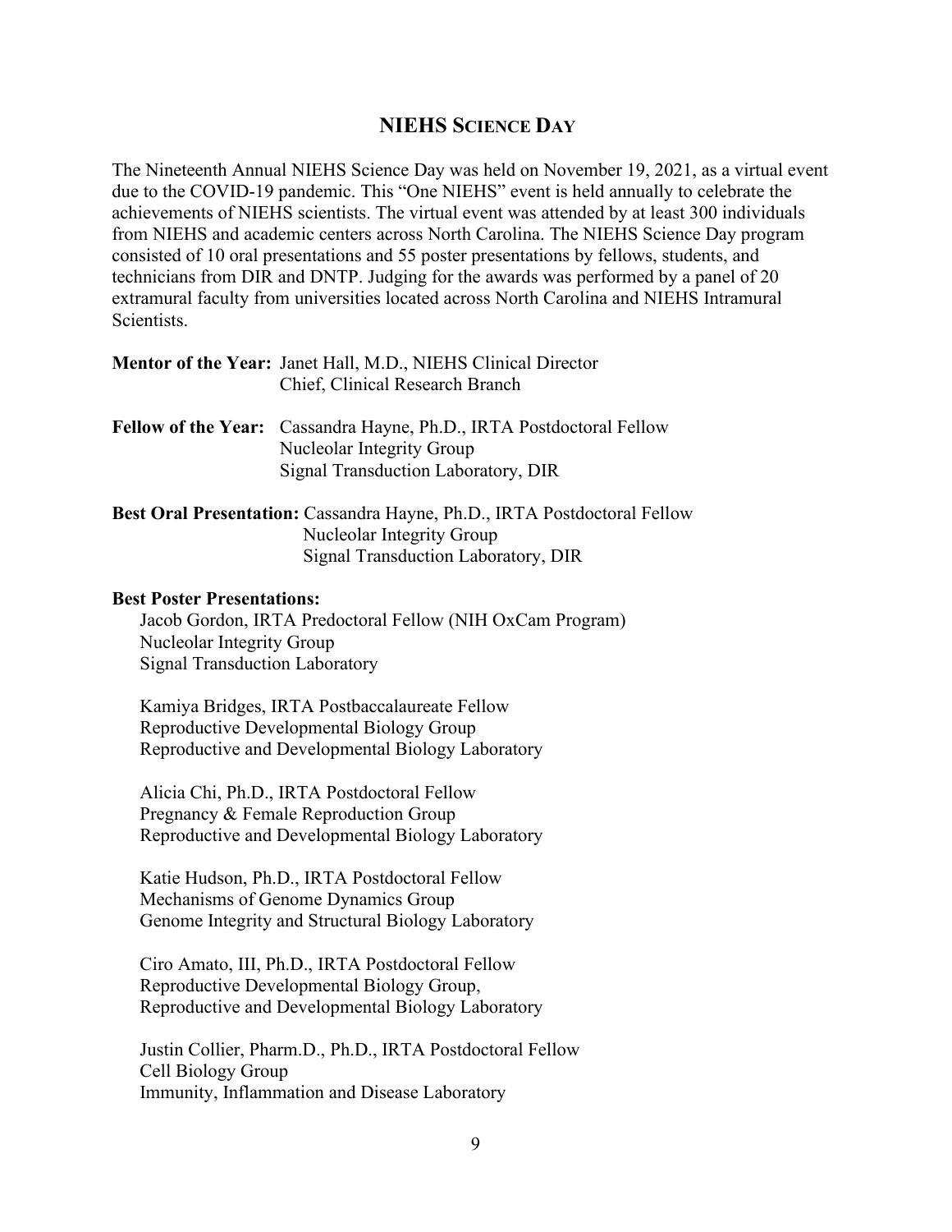## NIEHS Science Day

The Nineteenth Annual NIEHS Science Day was held on November 19, 2021, as a virtual event due to the COVID-19 pandemic. This "One NIEHS" event is held annually to celebrate the achievements of NIEHS scientists. The virtual event was attended by at least 300 individuals from NIEHS and academic centers across North Carolina. The NIEHS Science Day program consisted of 10 oral presentations and 55 poster presentations by fellows, students, and technicians from DIR and DNTP. Judging for the awards was performed by a panel of 20 extramural faculty from universities located across North Carolina and NIEHS Intramural Scientists.

**Mentor of the Year:** Janet Hall, M.D., NIEHS Clinical Director
Chief, Clinical Research Branch

**Fellow of the Year:** Cassandra Hayne, Ph.D., IRTA Postdoctoral Fellow
Nucleolar Integrity Group
Signal Transduction Laboratory, DIR

**Best Oral Presentation:** Cassandra Hayne, Ph.D., IRTA Postdoctoral Fellow
Nucleolar Integrity Group
Signal Transduction Laboratory, DIR

**Best Poster Presentations:**

Jacob Gordon, IRTA Predoctoral Fellow (NIH OxCam Program)
Nucleolar Integrity Group
Signal Transduction Laboratory

Kamiya Bridges, IRTA Postbaccalaureate Fellow
Reproductive Developmental Biology Group
Reproductive and Developmental Biology Laboratory

Alicia Chi, Ph.D., IRTA Postdoctoral Fellow
Pregnancy & Female Reproduction Group
Reproductive and Developmental Biology Laboratory

Katie Hudson, Ph.D., IRTA Postdoctoral Fellow
Mechanisms of Genome Dynamics Group
Genome Integrity and Structural Biology Laboratory

Ciro Amato, III, Ph.D., IRTA Postdoctoral Fellow
Reproductive Developmental Biology Group,
Reproductive and Developmental Biology Laboratory

Justin Collier, Pharm.D., Ph.D., IRTA Postdoctoral Fellow
Cell Biology Group
Immunity, Inflammation and Disease Laboratory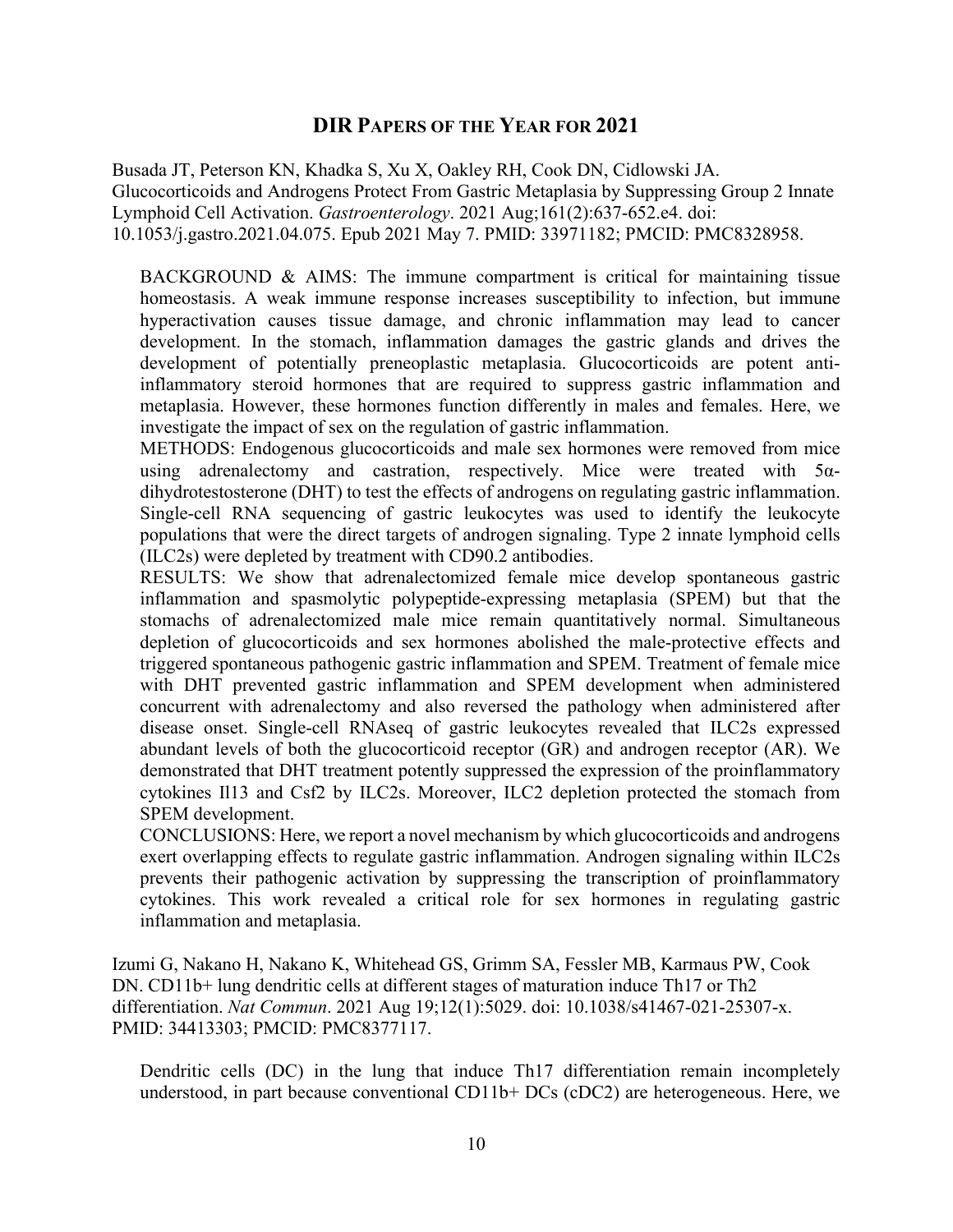# DIR PAPERS OF THE YEAR FOR 2021

Busada JT, Peterson KN, Khadka S, Xu X, Oakley RH, Cook DN, Cidlowski JA. Glucocorticoids and Androgens Protect From Gastric Metaplasia by Suppressing Group 2 Innate Lymphoid Cell Activation. *Gastroenterology*. 2021 Aug;161(2):637-652.e4. doi: 10.1053/j.gastro.2021.04.075. Epub 2021 May 7. PMID: 33971182; PMCID: PMC8328958.

> BACKGROUND & AIMS: The immune compartment is critical for maintaining tissue homeostasis. A weak immune response increases susceptibility to infection, but immune hyperactivation causes tissue damage, and chronic inflammation may lead to cancer development. In the stomach, inflammation damages the gastric glands and drives the development of potentially preneoplastic metaplasia. Glucocorticoids are potent anti-inflammatory steroid hormones that are required to suppress gastric inflammation and metaplasia. However, these hormones function differently in males and females. Here, we investigate the impact of sex on the regulation of gastric inflammation.
> METHODS: Endogenous glucocorticoids and male sex hormones were removed from mice using adrenalectomy and castration, respectively. Mice were treated with 5α-dihydrotestosterone (DHT) to test the effects of androgens on regulating gastric inflammation. Single-cell RNA sequencing of gastric leukocytes was used to identify the leukocyte populations that were the direct targets of androgen signaling. Type 2 innate lymphoid cells (ILC2s) were depleted by treatment with CD90.2 antibodies.
> RESULTS: We show that adrenalectomized female mice develop spontaneous gastric inflammation and spasmolytic polypeptide-expressing metaplasia (SPEM) but that the stomachs of adrenalectomized male mice remain quantitatively normal. Simultaneous depletion of glucocorticoids and sex hormones abolished the male-protective effects and triggered spontaneous pathogenic gastric inflammation and SPEM. Treatment of female mice with DHT prevented gastric inflammation and SPEM development when administered concurrent with adrenalectomy and also reversed the pathology when administered after disease onset. Single-cell RNAseq of gastric leukocytes revealed that ILC2s expressed abundant levels of both the glucocorticoid receptor (GR) and androgen receptor (AR). We demonstrated that DHT treatment potently suppressed the expression of the proinflammatory cytokines Il13 and Csf2 by ILC2s. Moreover, ILC2 depletion protected the stomach from SPEM development.
> CONCLUSIONS: Here, we report a novel mechanism by which glucocorticoids and androgens exert overlapping effects to regulate gastric inflammation. Androgen signaling within ILC2s prevents their pathogenic activation by suppressing the transcription of proinflammatory cytokines. This work revealed a critical role for sex hormones in regulating gastric inflammation and metaplasia.

Izumi G, Nakano H, Nakano K, Whitehead GS, Grimm SA, Fessler MB, Karmaus PW, Cook DN. CD11b+ lung dendritic cells at different stages of maturation induce Th17 or Th2 differentiation. *Nat Commun*. 2021 Aug 19;12(1):5029. doi: 10.1038/s41467-021-25307-x. PMID: 34413303; PMCID: PMC8377117.

> Dendritic cells (DC) in the lung that induce Th17 differentiation remain incompletely understood, in part because conventional CD11b+ DCs (cDC2) are heterogeneous. Here, we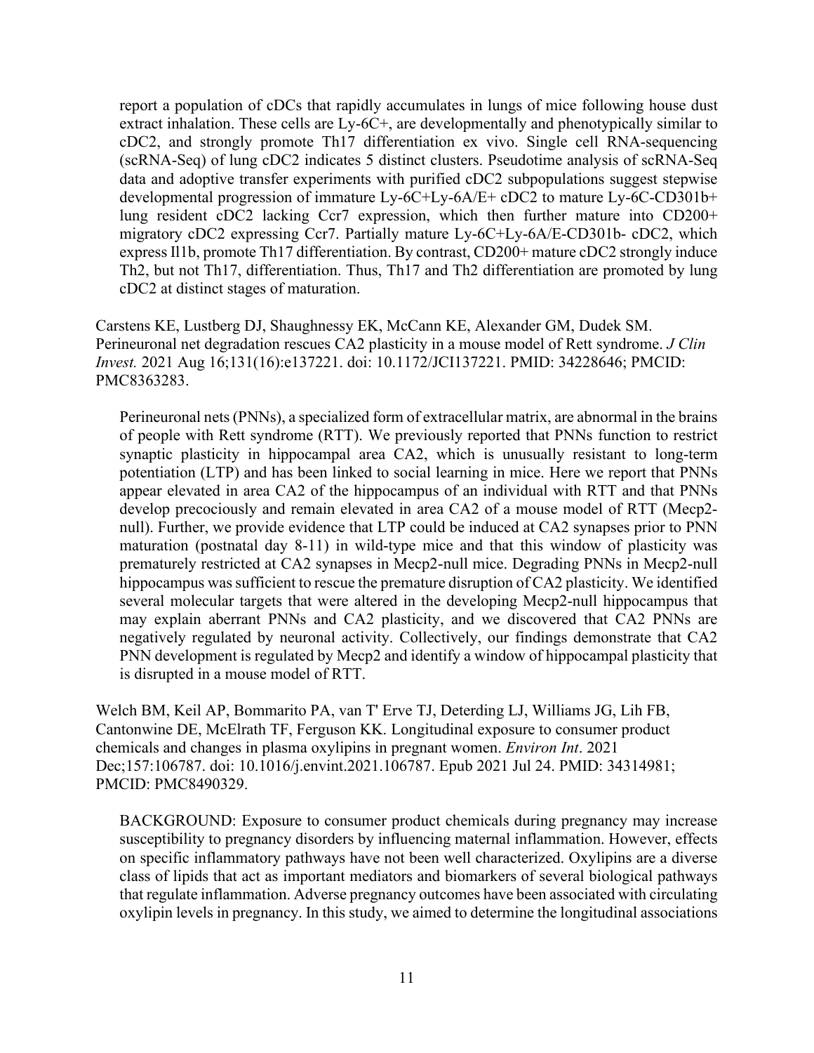report a population of cDCs that rapidly accumulates in lungs of mice following house dust extract inhalation. These cells are Ly-6C+, are developmentally and phenotypically similar to cDC2, and strongly promote Th17 differentiation ex vivo. Single cell RNA-sequencing (scRNA-Seq) of lung cDC2 indicates 5 distinct clusters. Pseudotime analysis of scRNA-Seq data and adoptive transfer experiments with purified cDC2 subpopulations suggest stepwise developmental progression of immature Ly-6C+Ly-6A/E+ cDC2 to mature Ly-6C-CD301b+ lung resident cDC2 lacking Ccr7 expression, which then further mature into CD200+ migratory cDC2 expressing Ccr7. Partially mature Ly-6C+Ly-6A/E-CD301b- cDC2, which express Il1b, promote Th17 differentiation. By contrast, CD200+ mature cDC2 strongly induce Th2, but not Th17, differentiation. Thus, Th17 and Th2 differentiation are promoted by lung cDC2 at distinct stages of maturation.

Carstens KE, Lustberg DJ, Shaughnessy EK, McCann KE, Alexander GM, Dudek SM. Perineuronal net degradation rescues CA2 plasticity in a mouse model of Rett syndrome. *J Clin Invest.* 2021 Aug 16;131(16):e137221. doi: 10.1172/JCI137221. PMID: 34228646; PMCID: PMC8363283.

Perineuronal nets (PNNs), a specialized form of extracellular matrix, are abnormal in the brains of people with Rett syndrome (RTT). We previously reported that PNNs function to restrict synaptic plasticity in hippocampal area CA2, which is unusually resistant to long-term potentiation (LTP) and has been linked to social learning in mice. Here we report that PNNs appear elevated in area CA2 of the hippocampus of an individual with RTT and that PNNs develop precociously and remain elevated in area CA2 of a mouse model of RTT (Mecp2-null). Further, we provide evidence that LTP could be induced at CA2 synapses prior to PNN maturation (postnatal day 8-11) in wild-type mice and that this window of plasticity was prematurely restricted at CA2 synapses in Mecp2-null mice. Degrading PNNs in Mecp2-null hippocampus was sufficient to rescue the premature disruption of CA2 plasticity. We identified several molecular targets that were altered in the developing Mecp2-null hippocampus that may explain aberrant PNNs and CA2 plasticity, and we discovered that CA2 PNNs are negatively regulated by neuronal activity. Collectively, our findings demonstrate that CA2 PNN development is regulated by Mecp2 and identify a window of hippocampal plasticity that is disrupted in a mouse model of RTT.

Welch BM, Keil AP, Bommarito PA, van T' Erve TJ, Deterding LJ, Williams JG, Lih FB, Cantonwine DE, McElrath TF, Ferguson KK. Longitudinal exposure to consumer product chemicals and changes in plasma oxylipins in pregnant women. *Environ Int*. 2021 Dec;157:106787. doi: 10.1016/j.envint.2021.106787. Epub 2021 Jul 24. PMID: 34314981; PMCID: PMC8490329.

BACKGROUND: Exposure to consumer product chemicals during pregnancy may increase susceptibility to pregnancy disorders by influencing maternal inflammation. However, effects on specific inflammatory pathways have not been well characterized. Oxylipins are a diverse class of lipids that act as important mediators and biomarkers of several biological pathways that regulate inflammation. Adverse pregnancy outcomes have been associated with circulating oxylipin levels in pregnancy. In this study, we aimed to determine the longitudinal associations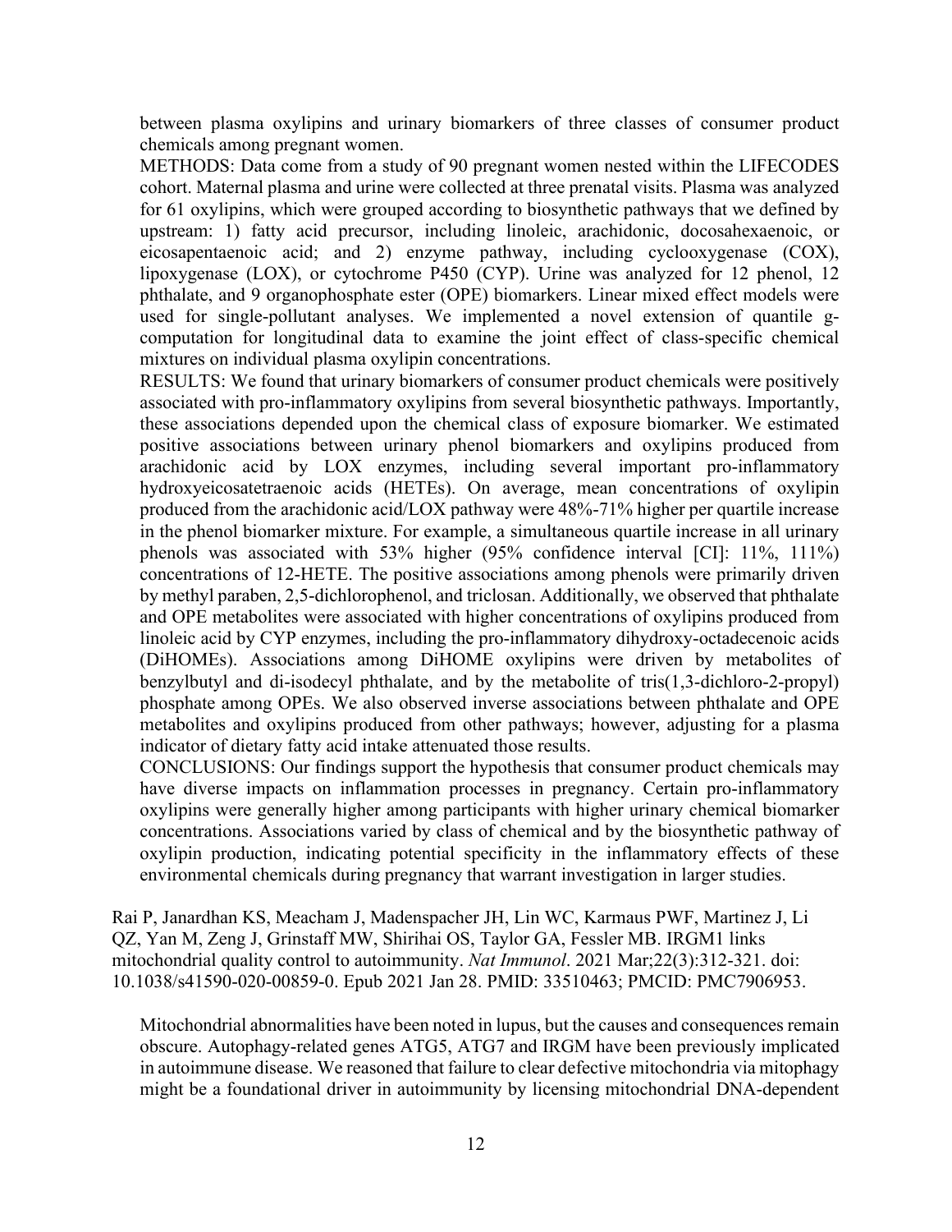between plasma oxylipins and urinary biomarkers of three classes of consumer product chemicals among pregnant women.

METHODS: Data come from a study of 90 pregnant women nested within the LIFECODES cohort. Maternal plasma and urine were collected at three prenatal visits. Plasma was analyzed for 61 oxylipins, which were grouped according to biosynthetic pathways that we defined by upstream: 1) fatty acid precursor, including linoleic, arachidonic, docosahexaenoic, or eicosapentaenoic acid; and 2) enzyme pathway, including cyclooxygenase (COX), lipoxygenase (LOX), or cytochrome P450 (CYP). Urine was analyzed for 12 phenol, 12 phthalate, and 9 organophosphate ester (OPE) biomarkers. Linear mixed effect models were used for single-pollutant analyses. We implemented a novel extension of quantile g-computation for longitudinal data to examine the joint effect of class-specific chemical mixtures on individual plasma oxylipin concentrations.

RESULTS: We found that urinary biomarkers of consumer product chemicals were positively associated with pro-inflammatory oxylipins from several biosynthetic pathways. Importantly, these associations depended upon the chemical class of exposure biomarker. We estimated positive associations between urinary phenol biomarkers and oxylipins produced from arachidonic acid by LOX enzymes, including several important pro-inflammatory hydroxyeicosatetraenoic acids (HETEs). On average, mean concentrations of oxylipin produced from the arachidonic acid/LOX pathway were 48%-71% higher per quartile increase in the phenol biomarker mixture. For example, a simultaneous quartile increase in all urinary phenols was associated with 53% higher (95% confidence interval [CI]: 11%, 111%) concentrations of 12-HETE. The positive associations among phenols were primarily driven by methyl paraben, 2,5-dichlorophenol, and triclosan. Additionally, we observed that phthalate and OPE metabolites were associated with higher concentrations of oxylipins produced from linoleic acid by CYP enzymes, including the pro-inflammatory dihydroxy-octadecenoic acids (DiHOMEs). Associations among DiHOME oxylipins were driven by metabolites of benzylbutyl and di-isodecyl phthalate, and by the metabolite of tris(1,3-dichloro-2-propyl) phosphate among OPEs. We also observed inverse associations between phthalate and OPE metabolites and oxylipins produced from other pathways; however, adjusting for a plasma indicator of dietary fatty acid intake attenuated those results.

CONCLUSIONS: Our findings support the hypothesis that consumer product chemicals may have diverse impacts on inflammation processes in pregnancy. Certain pro-inflammatory oxylipins were generally higher among participants with higher urinary chemical biomarker concentrations. Associations varied by class of chemical and by the biosynthetic pathway of oxylipin production, indicating potential specificity in the inflammatory effects of these environmental chemicals during pregnancy that warrant investigation in larger studies.

Rai P, Janardhan KS, Meacham J, Madenspacher JH, Lin WC, Karmaus PWF, Martinez J, Li QZ, Yan M, Zeng J, Grinstaff MW, Shirihai OS, Taylor GA, Fessler MB. IRGM1 links mitochondrial quality control to autoimmunity. *Nat Immunol*. 2021 Mar;22(3):312-321. doi: 10.1038/s41590-020-00859-0. Epub 2021 Jan 28. PMID: 33510463; PMCID: PMC7906953.

Mitochondrial abnormalities have been noted in lupus, but the causes and consequences remain obscure. Autophagy-related genes ATG5, ATG7 and IRGM have been previously implicated in autoimmune disease. We reasoned that failure to clear defective mitochondria via mitophagy might be a foundational driver in autoimmunity by licensing mitochondrial DNA-dependent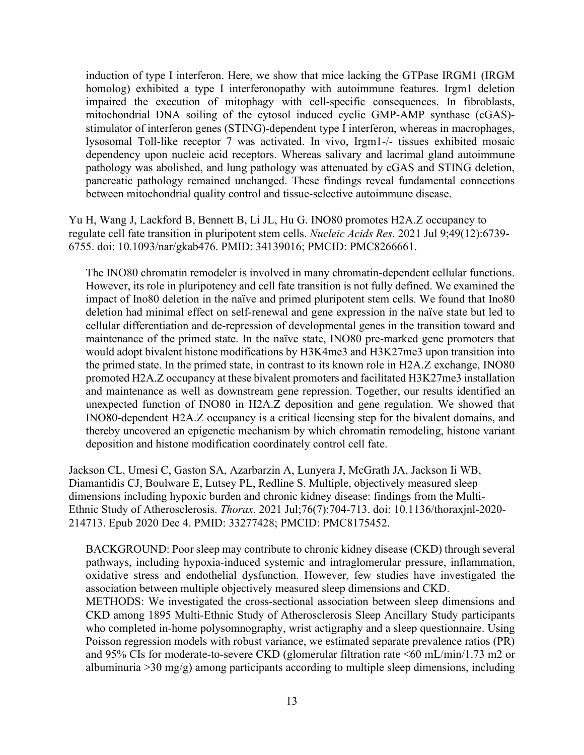induction of type I interferon. Here, we show that mice lacking the GTPase IRGM1 (IRGM homolog) exhibited a type I interferonopathy with autoimmune features. Irgm1 deletion impaired the execution of mitophagy with cell-specific consequences. In fibroblasts, mitochondrial DNA soiling of the cytosol induced cyclic GMP-AMP synthase (cGAS)-stimulator of interferon genes (STING)-dependent type I interferon, whereas in macrophages, lysosomal Toll-like receptor 7 was activated. In vivo, Irgm1-/- tissues exhibited mosaic dependency upon nucleic acid receptors. Whereas salivary and lacrimal gland autoimmune pathology was abolished, and lung pathology was attenuated by cGAS and STING deletion, pancreatic pathology remained unchanged. These findings reveal fundamental connections between mitochondrial quality control and tissue-selective autoimmune disease.

Yu H, Wang J, Lackford B, Bennett B, Li JL, Hu G. INO80 promotes H2A.Z occupancy to regulate cell fate transition in pluripotent stem cells. *Nucleic Acids Res*. 2021 Jul 9;49(12):6739-6755. doi: 10.1093/nar/gkab476. PMID: 34139016; PMCID: PMC8266661.

> The INO80 chromatin remodeler is involved in many chromatin-dependent cellular functions. However, its role in pluripotency and cell fate transition is not fully defined. We examined the impact of Ino80 deletion in the naïve and primed pluripotent stem cells. We found that Ino80 deletion had minimal effect on self-renewal and gene expression in the naïve state but led to cellular differentiation and de-repression of developmental genes in the transition toward and maintenance of the primed state. In the naïve state, INO80 pre-marked gene promoters that would adopt bivalent histone modifications by H3K4me3 and H3K27me3 upon transition into the primed state. In the primed state, in contrast to its known role in H2A.Z exchange, INO80 promoted H2A.Z occupancy at these bivalent promoters and facilitated H3K27me3 installation and maintenance as well as downstream gene repression. Together, our results identified an unexpected function of INO80 in H2A.Z deposition and gene regulation. We showed that INO80-dependent H2A.Z occupancy is a critical licensing step for the bivalent domains, and thereby uncovered an epigenetic mechanism by which chromatin remodeling, histone variant deposition and histone modification coordinately control cell fate.

Jackson CL, Umesi C, Gaston SA, Azarbarzin A, Lunyera J, McGrath JA, Jackson Ii WB, Diamantidis CJ, Boulware E, Lutsey PL, Redline S. Multiple, objectively measured sleep dimensions including hypoxic burden and chronic kidney disease: findings from the Multi-Ethnic Study of Atherosclerosis. *Thorax*. 2021 Jul;76(7):704-713. doi: 10.1136/thoraxjnl-2020-214713. Epub 2020 Dec 4. PMID: 33277428; PMCID: PMC8175452.

> BACKGROUND: Poor sleep may contribute to chronic kidney disease (CKD) through several pathways, including hypoxia-induced systemic and intraglomerular pressure, inflammation, oxidative stress and endothelial dysfunction. However, few studies have investigated the association between multiple objectively measured sleep dimensions and CKD.
> METHODS: We investigated the cross-sectional association between sleep dimensions and CKD among 1895 Multi-Ethnic Study of Atherosclerosis Sleep Ancillary Study participants who completed in-home polysomnography, wrist actigraphy and a sleep questionnaire. Using Poisson regression models with robust variance, we estimated separate prevalence ratios (PR) and 95% CIs for moderate-to-severe CKD (glomerular filtration rate <60 mL/min/1.73 m2 or albuminuria >30 mg/g) among participants according to multiple sleep dimensions, including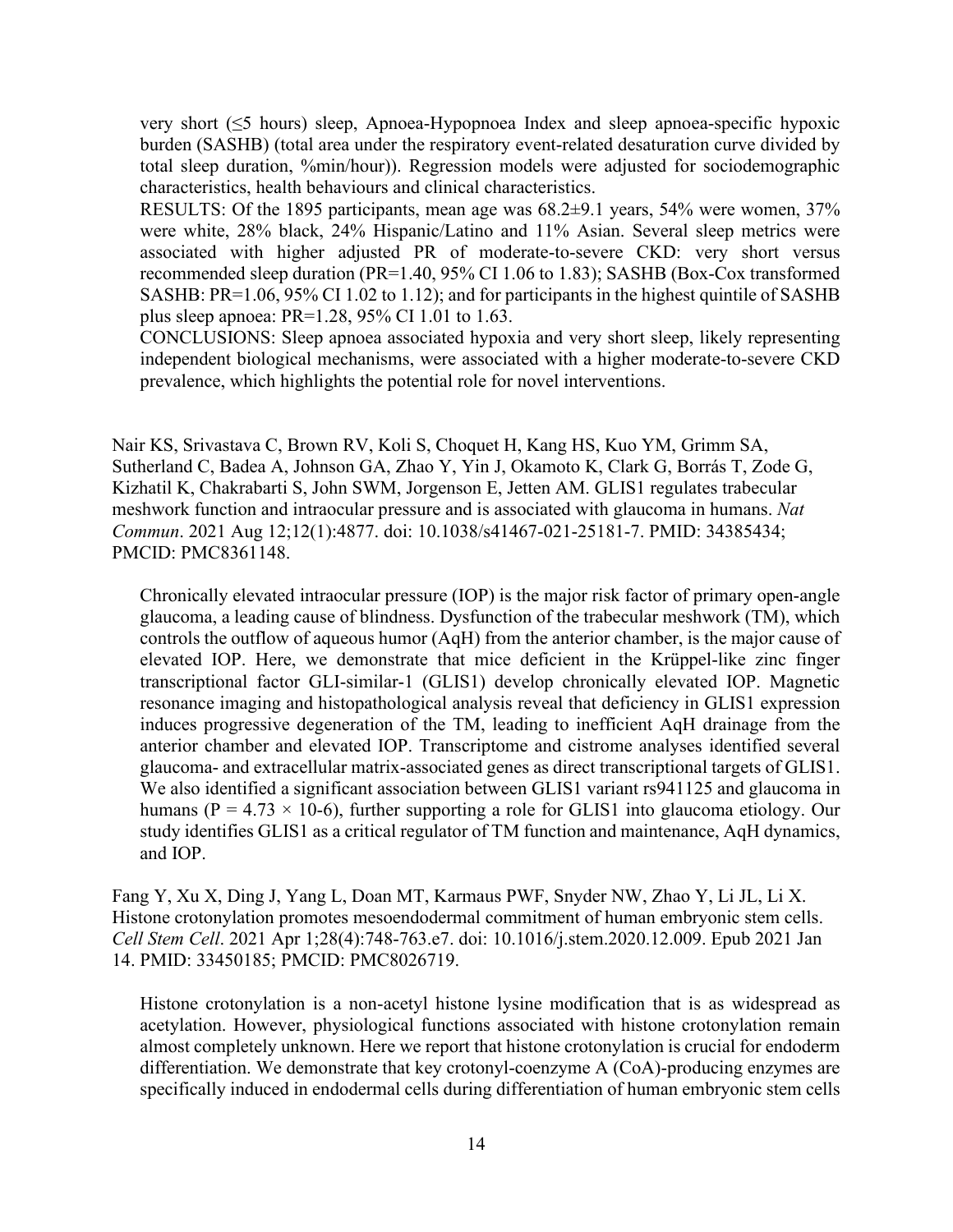very short (≤5 hours) sleep, Apnoea-Hypopnoea Index and sleep apnoea-specific hypoxic burden (SASHB) (total area under the respiratory event-related desaturation curve divided by total sleep duration, %min/hour)). Regression models were adjusted for sociodemographic characteristics, health behaviours and clinical characteristics.

RESULTS: Of the 1895 participants, mean age was 68.2±9.1 years, 54% were women, 37% were white, 28% black, 24% Hispanic/Latino and 11% Asian. Several sleep metrics were associated with higher adjusted PR of moderate-to-severe CKD: very short versus recommended sleep duration (PR=1.40, 95% CI 1.06 to 1.83); SASHB (Box-Cox transformed SASHB: PR=1.06, 95% CI 1.02 to 1.12); and for participants in the highest quintile of SASHB plus sleep apnoea: PR=1.28, 95% CI 1.01 to 1.63.

CONCLUSIONS: Sleep apnoea associated hypoxia and very short sleep, likely representing independent biological mechanisms, were associated with a higher moderate-to-severe CKD prevalence, which highlights the potential role for novel interventions.

Nair KS, Srivastava C, Brown RV, Koli S, Choquet H, Kang HS, Kuo YM, Grimm SA, Sutherland C, Badea A, Johnson GA, Zhao Y, Yin J, Okamoto K, Clark G, Borrás T, Zode G, Kizhatil K, Chakrabarti S, John SWM, Jorgenson E, Jetten AM. GLIS1 regulates trabecular meshwork function and intraocular pressure and is associated with glaucoma in humans. *Nat Commun*. 2021 Aug 12;12(1):4877. doi: 10.1038/s41467-021-25181-7. PMID: 34385434; PMCID: PMC8361148.

Chronically elevated intraocular pressure (IOP) is the major risk factor of primary open-angle glaucoma, a leading cause of blindness. Dysfunction of the trabecular meshwork (TM), which controls the outflow of aqueous humor (AqH) from the anterior chamber, is the major cause of elevated IOP. Here, we demonstrate that mice deficient in the Krüppel-like zinc finger transcriptional factor GLI-similar-1 (GLIS1) develop chronically elevated IOP. Magnetic resonance imaging and histopathological analysis reveal that deficiency in GLIS1 expression induces progressive degeneration of the TM, leading to inefficient AqH drainage from the anterior chamber and elevated IOP. Transcriptome and cistrome analyses identified several glaucoma- and extracellular matrix-associated genes as direct transcriptional targets of GLIS1. We also identified a significant association between GLIS1 variant rs941125 and glaucoma in humans ($P = 4.73 \times 10\text{-}6$), further supporting a role for GLIS1 into glaucoma etiology. Our study identifies GLIS1 as a critical regulator of TM function and maintenance, AqH dynamics, and IOP.

Fang Y, Xu X, Ding J, Yang L, Doan MT, Karmaus PWF, Snyder NW, Zhao Y, Li JL, Li X. Histone crotonylation promotes mesoendodermal commitment of human embryonic stem cells. *Cell Stem Cell*. 2021 Apr 1;28(4):748-763.e7. doi: 10.1016/j.stem.2020.12.009. Epub 2021 Jan 14. PMID: 33450185; PMCID: PMC8026719.

Histone crotonylation is a non-acetyl histone lysine modification that is as widespread as acetylation. However, physiological functions associated with histone crotonylation remain almost completely unknown. Here we report that histone crotonylation is crucial for endoderm differentiation. We demonstrate that key crotonyl-coenzyme A (CoA)-producing enzymes are specifically induced in endodermal cells during differentiation of human embryonic stem cells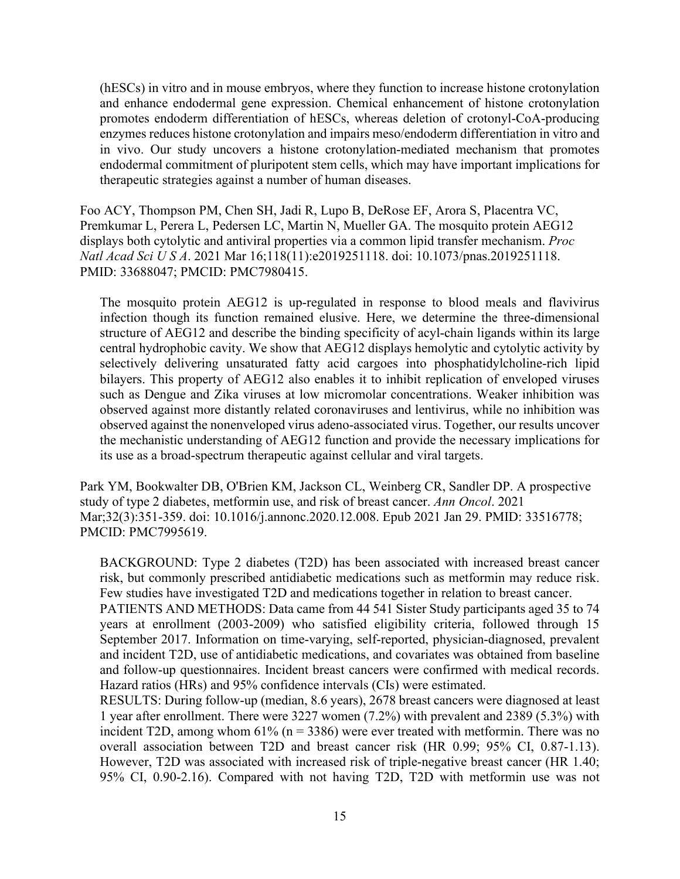(hESCs) in vitro and in mouse embryos, where they function to increase histone crotonylation and enhance endodermal gene expression. Chemical enhancement of histone crotonylation promotes endoderm differentiation of hESCs, whereas deletion of crotonyl-CoA-producing enzymes reduces histone crotonylation and impairs meso/endoderm differentiation in vitro and in vivo. Our study uncovers a histone crotonylation-mediated mechanism that promotes endodermal commitment of pluripotent stem cells, which may have important implications for therapeutic strategies against a number of human diseases.

Foo ACY, Thompson PM, Chen SH, Jadi R, Lupo B, DeRose EF, Arora S, Placentra VC, Premkumar L, Perera L, Pedersen LC, Martin N, Mueller GA. The mosquito protein AEG12 displays both cytolytic and antiviral properties via a common lipid transfer mechanism. *Proc Natl Acad Sci U S A*. 2021 Mar 16;118(11):e2019251118. doi: 10.1073/pnas.2019251118. PMID: 33688047; PMCID: PMC7980415.

The mosquito protein AEG12 is up-regulated in response to blood meals and flavivirus infection though its function remained elusive. Here, we determine the three-dimensional structure of AEG12 and describe the binding specificity of acyl-chain ligands within its large central hydrophobic cavity. We show that AEG12 displays hemolytic and cytolytic activity by selectively delivering unsaturated fatty acid cargoes into phosphatidylcholine-rich lipid bilayers. This property of AEG12 also enables it to inhibit replication of enveloped viruses such as Dengue and Zika viruses at low micromolar concentrations. Weaker inhibition was observed against more distantly related coronaviruses and lentivirus, while no inhibition was observed against the nonenveloped virus adeno-associated virus. Together, our results uncover the mechanistic understanding of AEG12 function and provide the necessary implications for its use as a broad-spectrum therapeutic against cellular and viral targets.

Park YM, Bookwalter DB, O'Brien KM, Jackson CL, Weinberg CR, Sandler DP. A prospective study of type 2 diabetes, metformin use, and risk of breast cancer. *Ann Oncol*. 2021 Mar;32(3):351-359. doi: 10.1016/j.annonc.2020.12.008. Epub 2021 Jan 29. PMID: 33516778; PMCID: PMC7995619.

BACKGROUND: Type 2 diabetes (T2D) has been associated with increased breast cancer risk, but commonly prescribed antidiabetic medications such as metformin may reduce risk. Few studies have investigated T2D and medications together in relation to breast cancer.
PATIENTS AND METHODS: Data came from 44 541 Sister Study participants aged 35 to 74 years at enrollment (2003-2009) who satisfied eligibility criteria, followed through 15 September 2017. Information on time-varying, self-reported, physician-diagnosed, prevalent and incident T2D, use of antidiabetic medications, and covariates was obtained from baseline and follow-up questionnaires. Incident breast cancers were confirmed with medical records. Hazard ratios (HRs) and 95% confidence intervals (CIs) were estimated.
RESULTS: During follow-up (median, 8.6 years), 2678 breast cancers were diagnosed at least 1 year after enrollment. There were 3227 women (7.2%) with prevalent and 2389 (5.3%) with incident T2D, among whom 61% (n = 3386) were ever treated with metformin. There was no overall association between T2D and breast cancer risk (HR 0.99; 95% CI, 0.87-1.13). However, T2D was associated with increased risk of triple-negative breast cancer (HR 1.40; 95% CI, 0.90-2.16). Compared with not having T2D, T2D with metformin use was not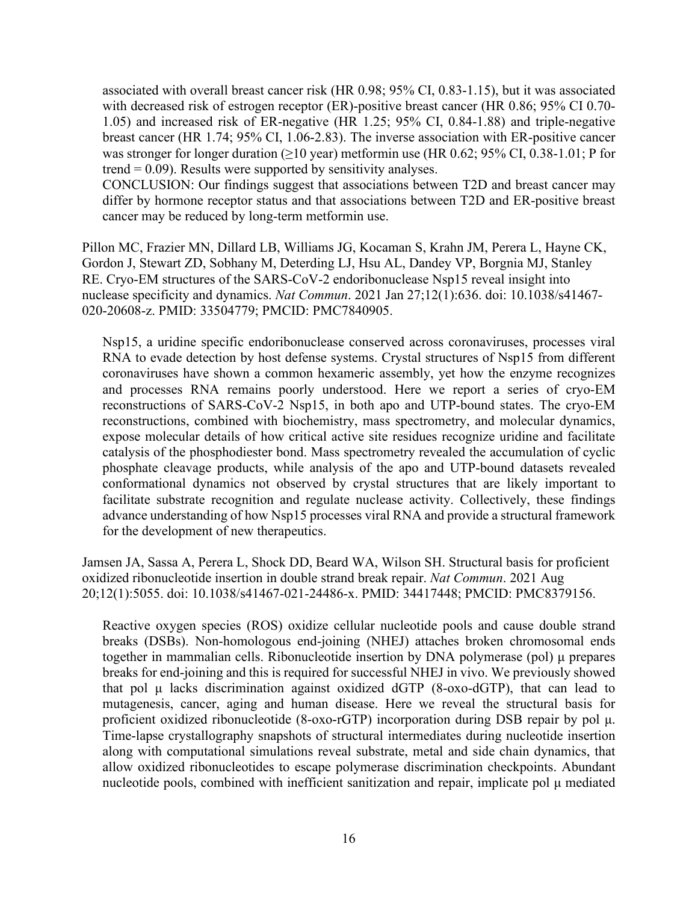associated with overall breast cancer risk (HR 0.98; 95% CI, 0.83-1.15), but it was associated with decreased risk of estrogen receptor (ER)-positive breast cancer (HR 0.86; 95% CI 0.70-1.05) and increased risk of ER-negative (HR 1.25; 95% CI, 0.84-1.88) and triple-negative breast cancer (HR 1.74; 95% CI, 1.06-2.83). The inverse association with ER-positive cancer was stronger for longer duration (≥10 year) metformin use (HR 0.62; 95% CI, 0.38-1.01; P for trend = 0.09). Results were supported by sensitivity analyses.
CONCLUSION: Our findings suggest that associations between T2D and breast cancer may differ by hormone receptor status and that associations between T2D and ER-positive breast cancer may be reduced by long-term metformin use.

Pillon MC, Frazier MN, Dillard LB, Williams JG, Kocaman S, Krahn JM, Perera L, Hayne CK, Gordon J, Stewart ZD, Sobhany M, Deterding LJ, Hsu AL, Dandey VP, Borgnia MJ, Stanley RE. Cryo-EM structures of the SARS-CoV-2 endoribonuclease Nsp15 reveal insight into nuclease specificity and dynamics. *Nat Commun*. 2021 Jan 27;12(1):636. doi: 10.1038/s41467-020-20608-z. PMID: 33504779; PMCID: PMC7840905.

Nsp15, a uridine specific endoribonuclease conserved across coronaviruses, processes viral RNA to evade detection by host defense systems. Crystal structures of Nsp15 from different coronaviruses have shown a common hexameric assembly, yet how the enzyme recognizes and processes RNA remains poorly understood. Here we report a series of cryo-EM reconstructions of SARS-CoV-2 Nsp15, in both apo and UTP-bound states. The cryo-EM reconstructions, combined with biochemistry, mass spectrometry, and molecular dynamics, expose molecular details of how critical active site residues recognize uridine and facilitate catalysis of the phosphodiester bond. Mass spectrometry revealed the accumulation of cyclic phosphate cleavage products, while analysis of the apo and UTP-bound datasets revealed conformational dynamics not observed by crystal structures that are likely important to facilitate substrate recognition and regulate nuclease activity. Collectively, these findings advance understanding of how Nsp15 processes viral RNA and provide a structural framework for the development of new therapeutics.

Jamsen JA, Sassa A, Perera L, Shock DD, Beard WA, Wilson SH. Structural basis for proficient oxidized ribonucleotide insertion in double strand break repair. *Nat Commun*. 2021 Aug 20;12(1):5055. doi: 10.1038/s41467-021-24486-x. PMID: 34417448; PMCID: PMC8379156.

Reactive oxygen species (ROS) oxidize cellular nucleotide pools and cause double strand breaks (DSBs). Non-homologous end-joining (NHEJ) attaches broken chromosomal ends together in mammalian cells. Ribonucleotide insertion by DNA polymerase (pol) μ prepares breaks for end-joining and this is required for successful NHEJ in vivo. We previously showed that pol μ lacks discrimination against oxidized dGTP (8-oxo-dGTP), that can lead to mutagenesis, cancer, aging and human disease. Here we reveal the structural basis for proficient oxidized ribonucleotide (8-oxo-rGTP) incorporation during DSB repair by pol μ. Time-lapse crystallography snapshots of structural intermediates during nucleotide insertion along with computational simulations reveal substrate, metal and side chain dynamics, that allow oxidized ribonucleotides to escape polymerase discrimination checkpoints. Abundant nucleotide pools, combined with inefficient sanitization and repair, implicate pol μ mediated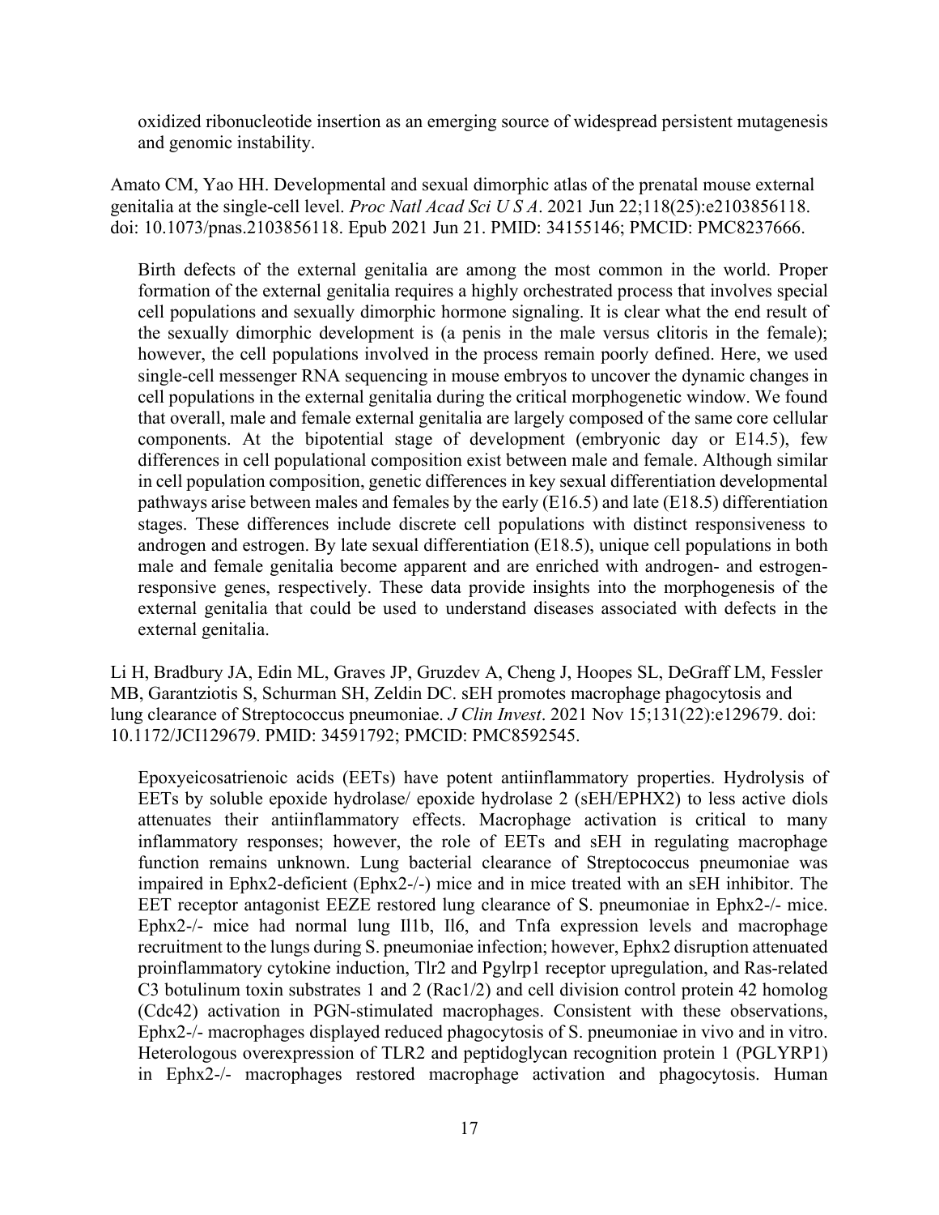oxidized ribonucleotide insertion as an emerging source of widespread persistent mutagenesis and genomic instability.

Amato CM, Yao HH. Developmental and sexual dimorphic atlas of the prenatal mouse external genitalia at the single-cell level. *Proc Natl Acad Sci U S A*. 2021 Jun 22;118(25):e2103856118. doi: 10.1073/pnas.2103856118. Epub 2021 Jun 21. PMID: 34155146; PMCID: PMC8237666.

Birth defects of the external genitalia are among the most common in the world. Proper formation of the external genitalia requires a highly orchestrated process that involves special cell populations and sexually dimorphic hormone signaling. It is clear what the end result of the sexually dimorphic development is (a penis in the male versus clitoris in the female); however, the cell populations involved in the process remain poorly defined. Here, we used single-cell messenger RNA sequencing in mouse embryos to uncover the dynamic changes in cell populations in the external genitalia during the critical morphogenetic window. We found that overall, male and female external genitalia are largely composed of the same core cellular components. At the bipotential stage of development (embryonic day or E14.5), few differences in cell populational composition exist between male and female. Although similar in cell population composition, genetic differences in key sexual differentiation developmental pathways arise between males and females by the early (E16.5) and late (E18.5) differentiation stages. These differences include discrete cell populations with distinct responsiveness to androgen and estrogen. By late sexual differentiation (E18.5), unique cell populations in both male and female genitalia become apparent and are enriched with androgen- and estrogen-responsive genes, respectively. These data provide insights into the morphogenesis of the external genitalia that could be used to understand diseases associated with defects in the external genitalia.

Li H, Bradbury JA, Edin ML, Graves JP, Gruzdev A, Cheng J, Hoopes SL, DeGraff LM, Fessler MB, Garantziotis S, Schurman SH, Zeldin DC. sEH promotes macrophage phagocytosis and lung clearance of Streptococcus pneumoniae. *J Clin Invest*. 2021 Nov 15;131(22):e129679. doi: 10.1172/JCI129679. PMID: 34591792; PMCID: PMC8592545.

Epoxyeicosatrienoic acids (EETs) have potent antiinflammatory properties. Hydrolysis of EETs by soluble epoxide hydrolase/ epoxide hydrolase 2 (sEH/EPHX2) to less active diols attenuates their antiinflammatory effects. Macrophage activation is critical to many inflammatory responses; however, the role of EETs and sEH in regulating macrophage function remains unknown. Lung bacterial clearance of Streptococcus pneumoniae was impaired in Ephx2-deficient (Ephx2-/-) mice and in mice treated with an sEH inhibitor. The EET receptor antagonist EEZE restored lung clearance of S. pneumoniae in Ephx2-/- mice. Ephx2-/- mice had normal lung Il1b, Il6, and Tnfa expression levels and macrophage recruitment to the lungs during S. pneumoniae infection; however, Ephx2 disruption attenuated proinflammatory cytokine induction, Tlr2 and Pgylrp1 receptor upregulation, and Ras-related C3 botulinum toxin substrates 1 and 2 (Rac1/2) and cell division control protein 42 homolog (Cdc42) activation in PGN-stimulated macrophages. Consistent with these observations, Ephx2-/- macrophages displayed reduced phagocytosis of S. pneumoniae in vivo and in vitro. Heterologous overexpression of TLR2 and peptidoglycan recognition protein 1 (PGLYRP1) in Ephx2-/- macrophages restored macrophage activation and phagocytosis. Human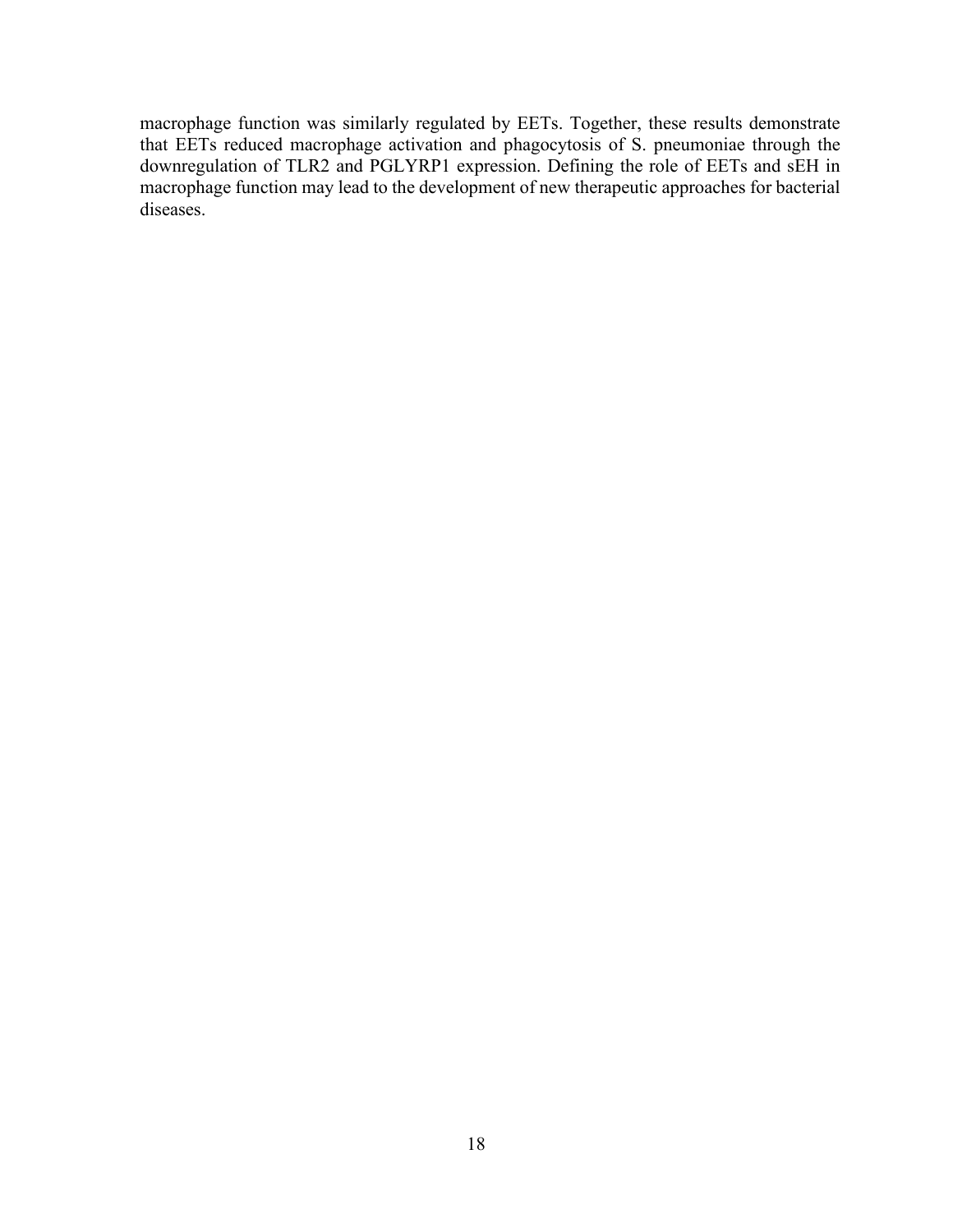macrophage function was similarly regulated by EETs. Together, these results demonstrate that EETs reduced macrophage activation and phagocytosis of S. pneumoniae through the downregulation of TLR2 and PGLYRP1 expression. Defining the role of EETs and sEH in macrophage function may lead to the development of new therapeutic approaches for bacterial diseases.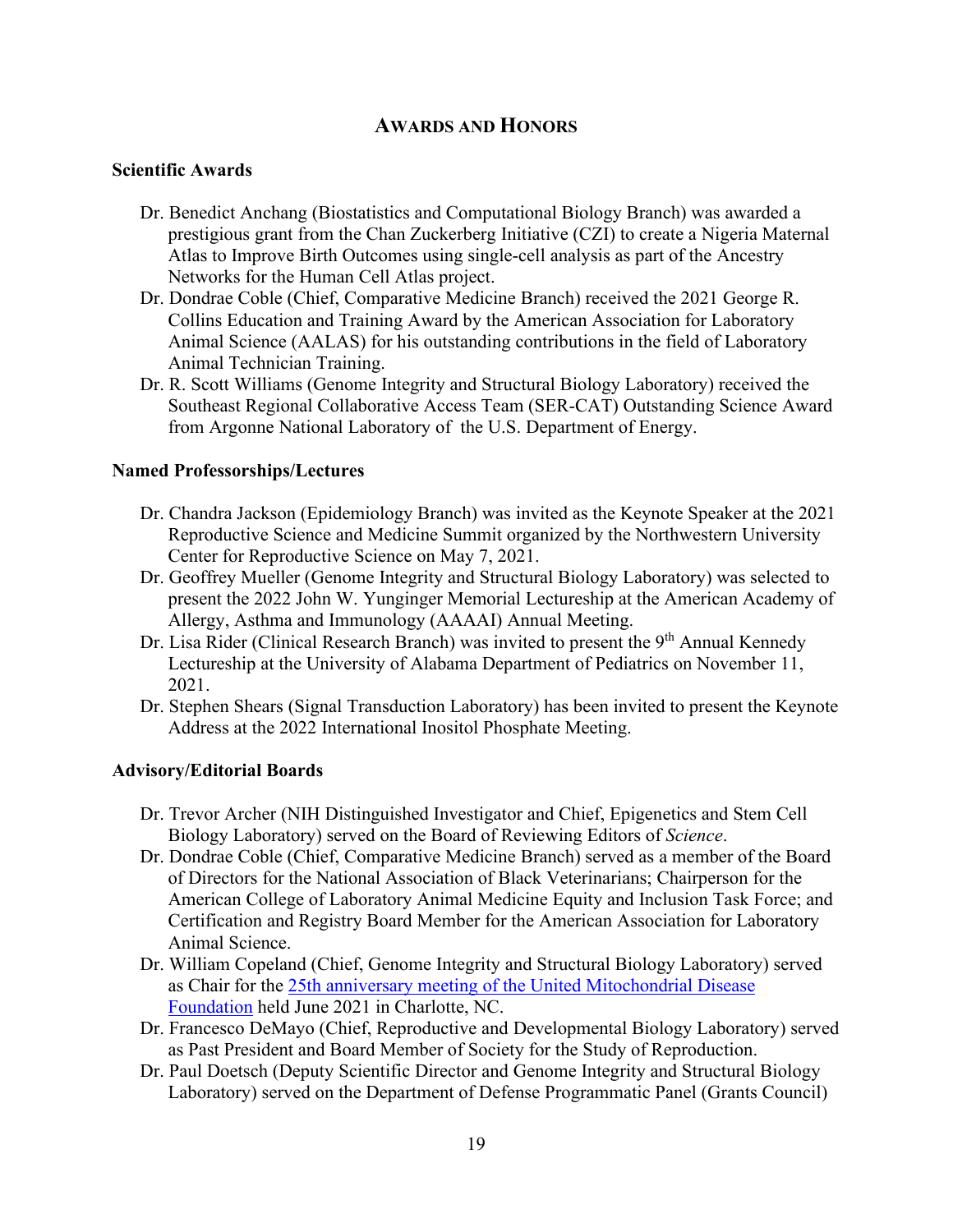## AWARDS AND HONORS

### Scientific Awards

Dr. Benedict Anchang (Biostatistics and Computational Biology Branch) was awarded a prestigious grant from the Chan Zuckerberg Initiative (CZI) to create a Nigeria Maternal Atlas to Improve Birth Outcomes using single-cell analysis as part of the Ancestry Networks for the Human Cell Atlas project.

Dr. Dondrae Coble (Chief, Comparative Medicine Branch) received the 2021 George R. Collins Education and Training Award by the American Association for Laboratory Animal Science (AALAS) for his outstanding contributions in the field of Laboratory Animal Technician Training.

Dr. R. Scott Williams (Genome Integrity and Structural Biology Laboratory) received the Southeast Regional Collaborative Access Team (SER-CAT) Outstanding Science Award from Argonne National Laboratory of the U.S. Department of Energy.

### Named Professorships/Lectures

Dr. Chandra Jackson (Epidemiology Branch) was invited as the Keynote Speaker at the 2021 Reproductive Science and Medicine Summit organized by the Northwestern University Center for Reproductive Science on May 7, 2021.

Dr. Geoffrey Mueller (Genome Integrity and Structural Biology Laboratory) was selected to present the 2022 John W. Yunginger Memorial Lectureship at the American Academy of Allergy, Asthma and Immunology (AAAAI) Annual Meeting.

Dr. Lisa Rider (Clinical Research Branch) was invited to present the 9th Annual Kennedy Lectureship at the University of Alabama Department of Pediatrics on November 11, 2021.

Dr. Stephen Shears (Signal Transduction Laboratory) has been invited to present the Keynote Address at the 2022 International Inositol Phosphate Meeting.

### Advisory/Editorial Boards

Dr. Trevor Archer (NIH Distinguished Investigator and Chief, Epigenetics and Stem Cell Biology Laboratory) served on the Board of Reviewing Editors of *Science*.

Dr. Dondrae Coble (Chief, Comparative Medicine Branch) served as a member of the Board of Directors for the National Association of Black Veterinarians; Chairperson for the American College of Laboratory Animal Medicine Equity and Inclusion Task Force; and Certification and Registry Board Member for the American Association for Laboratory Animal Science.

Dr. William Copeland (Chief, Genome Integrity and Structural Biology Laboratory) served as Chair for the 25th anniversary meeting of the United Mitochondrial Disease Foundation held June 2021 in Charlotte, NC.

Dr. Francesco DeMayo (Chief, Reproductive and Developmental Biology Laboratory) served as Past President and Board Member of Society for the Study of Reproduction.

Dr. Paul Doetsch (Deputy Scientific Director and Genome Integrity and Structural Biology Laboratory) served on the Department of Defense Programmatic Panel (Grants Council)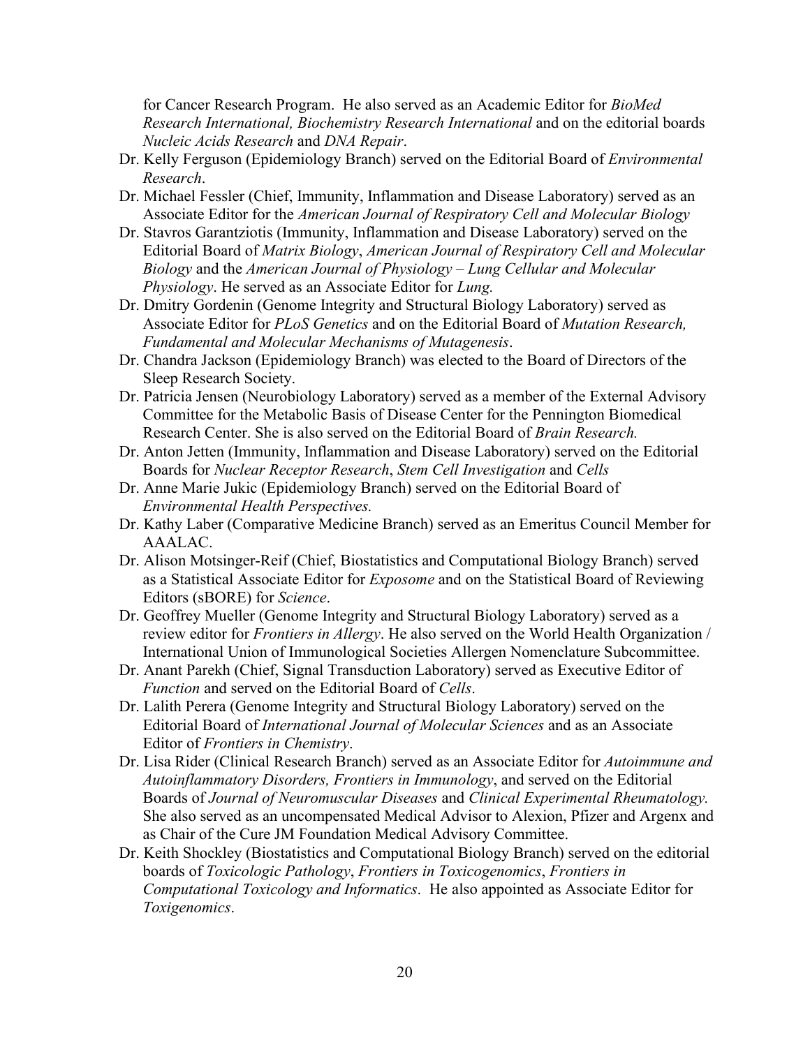for Cancer Research Program. He also served as an Academic Editor for *BioMed Research International, Biochemistry Research International* and on the editorial boards *Nucleic Acids Research* and *DNA Repair*.

- Dr. Kelly Ferguson (Epidemiology Branch) served on the Editorial Board of *Environmental Research*.
- Dr. Michael Fessler (Chief, Immunity, Inflammation and Disease Laboratory) served as an Associate Editor for the *American Journal of Respiratory Cell and Molecular Biology*
- Dr. Stavros Garantziotis (Immunity, Inflammation and Disease Laboratory) served on the Editorial Board of *Matrix Biology*, *American Journal of Respiratory Cell and Molecular Biology* and the *American Journal of Physiology – Lung Cellular and Molecular Physiology*. He served as an Associate Editor for *Lung.*
- Dr. Dmitry Gordenin (Genome Integrity and Structural Biology Laboratory) served as Associate Editor for *PLoS Genetics* and on the Editorial Board of *Mutation Research, Fundamental and Molecular Mechanisms of Mutagenesis*.
- Dr. Chandra Jackson (Epidemiology Branch) was elected to the Board of Directors of the Sleep Research Society.
- Dr. Patricia Jensen (Neurobiology Laboratory) served as a member of the External Advisory Committee for the Metabolic Basis of Disease Center for the Pennington Biomedical Research Center. She is also served on the Editorial Board of *Brain Research.*
- Dr. Anton Jetten (Immunity, Inflammation and Disease Laboratory) served on the Editorial Boards for *Nuclear Receptor Research*, *Stem Cell Investigation* and *Cells*
- Dr. Anne Marie Jukic (Epidemiology Branch) served on the Editorial Board of *Environmental Health Perspectives.*
- Dr. Kathy Laber (Comparative Medicine Branch) served as an Emeritus Council Member for AAALAC.
- Dr. Alison Motsinger-Reif (Chief, Biostatistics and Computational Biology Branch) served as a Statistical Associate Editor for *Exposome* and on the Statistical Board of Reviewing Editors (sBORE) for *Science*.
- Dr. Geoffrey Mueller (Genome Integrity and Structural Biology Laboratory) served as a review editor for *Frontiers in Allergy*. He also served on the World Health Organization / International Union of Immunological Societies Allergen Nomenclature Subcommittee.
- Dr. Anant Parekh (Chief, Signal Transduction Laboratory) served as Executive Editor of *Function* and served on the Editorial Board of *Cells*.
- Dr. Lalith Perera (Genome Integrity and Structural Biology Laboratory) served on the Editorial Board of *International Journal of Molecular Sciences* and as an Associate Editor of *Frontiers in Chemistry*.
- Dr. Lisa Rider (Clinical Research Branch) served as an Associate Editor for *Autoimmune and Autoinflammatory Disorders, Frontiers in Immunology*, and served on the Editorial Boards of *Journal of Neuromuscular Diseases* and *Clinical Experimental Rheumatology.* She also served as an uncompensated Medical Advisor to Alexion, Pfizer and Argenx and as Chair of the Cure JM Foundation Medical Advisory Committee.
- Dr. Keith Shockley (Biostatistics and Computational Biology Branch) served on the editorial boards of *Toxicologic Pathology*, *Frontiers in Toxicogenomics*, *Frontiers in Computational Toxicology and Informatics*. He also appointed as Associate Editor for *Toxigenomics*.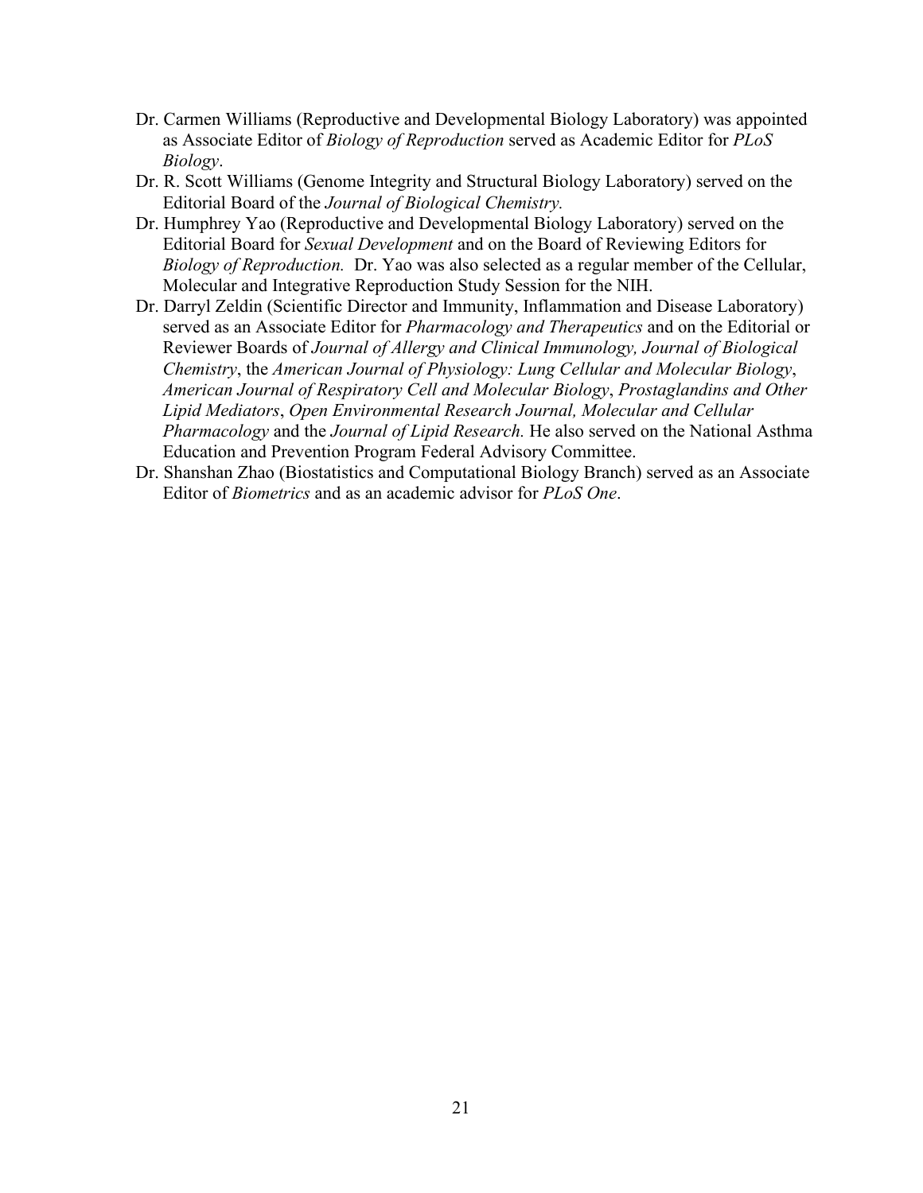Dr. Carmen Williams (Reproductive and Developmental Biology Laboratory) was appointed as Associate Editor of *Biology of Reproduction* served as Academic Editor for *PLoS Biology*.

Dr. R. Scott Williams (Genome Integrity and Structural Biology Laboratory) served on the Editorial Board of the *Journal of Biological Chemistry.*

Dr. Humphrey Yao (Reproductive and Developmental Biology Laboratory) served on the Editorial Board for *Sexual Development* and on the Board of Reviewing Editors for *Biology of Reproduction.* Dr. Yao was also selected as a regular member of the Cellular, Molecular and Integrative Reproduction Study Session for the NIH.

Dr. Darryl Zeldin (Scientific Director and Immunity, Inflammation and Disease Laboratory) served as an Associate Editor for *Pharmacology and Therapeutics* and on the Editorial or Reviewer Boards of *Journal of Allergy and Clinical Immunology, Journal of Biological Chemistry*, the *American Journal of Physiology: Lung Cellular and Molecular Biology*, *American Journal of Respiratory Cell and Molecular Biology*, *Prostaglandins and Other Lipid Mediators*, *Open Environmental Research Journal, Molecular and Cellular Pharmacology* and the *Journal of Lipid Research.* He also served on the National Asthma Education and Prevention Program Federal Advisory Committee.

Dr. Shanshan Zhao (Biostatistics and Computational Biology Branch) served as an Associate Editor of *Biometrics* and as an academic advisor for *PLoS One*.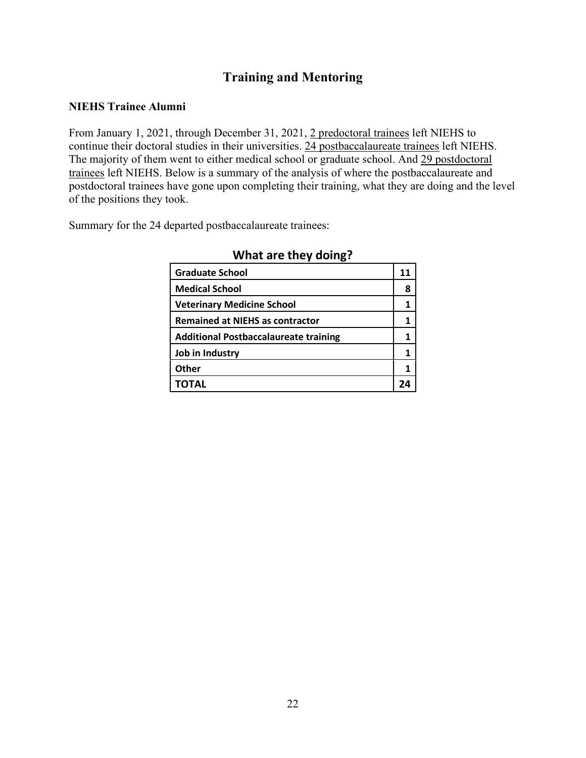# Training and Mentoring

**NIEHS Trainee Alumni**

From January 1, 2021, through December 31, 2021, <u>2 predoctoral trainees</u> left NIEHS to continue their doctoral studies in their universities. <u>24 postbaccalaureate trainees</u> left NIEHS. The majority of them went to either medical school or graduate school. And <u>29 postdoctoral trainees</u> left NIEHS. Below is a summary of the analysis of where the postbaccalaureate and postdoctoral trainees have gone upon completing their training, what they are doing and the level of the positions they took.

Summary for the 24 departed postbaccalaureate trainees:

**What are they doing?**

| Category | Count |
|---|---|
| **Graduate School** | **11** |
| **Medical School** | **8** |
| **Veterinary Medicine School** | **1** |
| **Remained at NIEHS as contractor** | **1** |
| **Additional Postbaccalaureate training** | **1** |
| **Job in Industry** | **1** |
| **Other** | **1** |
| **TOTAL** | **24** |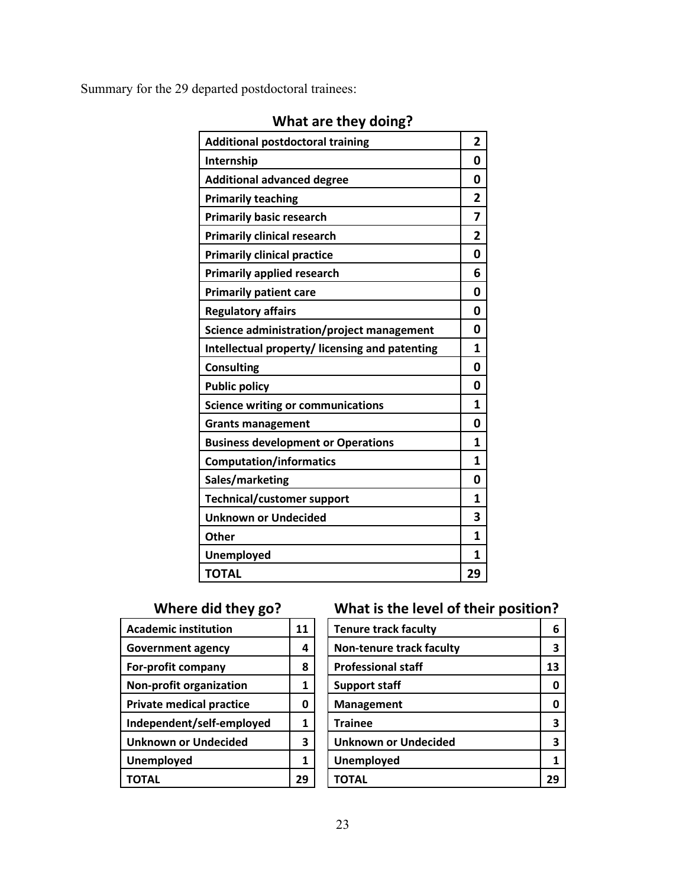Summary for the 29 departed postdoctoral trainees:

## What are they doing?

| | |
|---|---|
| Additional postdoctoral training | 2 |
| Internship | 0 |
| Additional advanced degree | 0 |
| Primarily teaching | 2 |
| Primarily basic research | 7 |
| Primarily clinical research | 2 |
| Primarily clinical practice | 0 |
| Primarily applied research | 6 |
| Primarily patient care | 0 |
| Regulatory affairs | 0 |
| Science administration/project management | 0 |
| Intellectual property/ licensing and patenting | 1 |
| Consulting | 0 |
| Public policy | 0 |
| Science writing or communications | 1 |
| Grants management | 0 |
| Business development or Operations | 1 |
| Computation/informatics | 1 |
| Sales/marketing | 0 |
| Technical/customer support | 1 |
| Unknown or Undecided | 3 |
| Other | 1 |
| Unemployed | 1 |
| TOTAL | 29 |

## Where did they go?

| | |
|---|---|
| Academic institution | 11 |
| Government agency | 4 |
| For-profit company | 8 |
| Non-profit organization | 1 |
| Private medical practice | 0 |
| Independent/self-employed | 1 |
| Unknown or Undecided | 3 |
| Unemployed | 1 |
| TOTAL | 29 |

## What is the level of their position?

| | |
|---|---|
| Tenure track faculty | 6 |
| Non-tenure track faculty | 3 |
| Professional staff | 13 |
| Support staff | 0 |
| Management | 0 |
| Trainee | 3 |
| Unknown or Undecided | 3 |
| Unemployed | 1 |
| TOTAL | 29 |